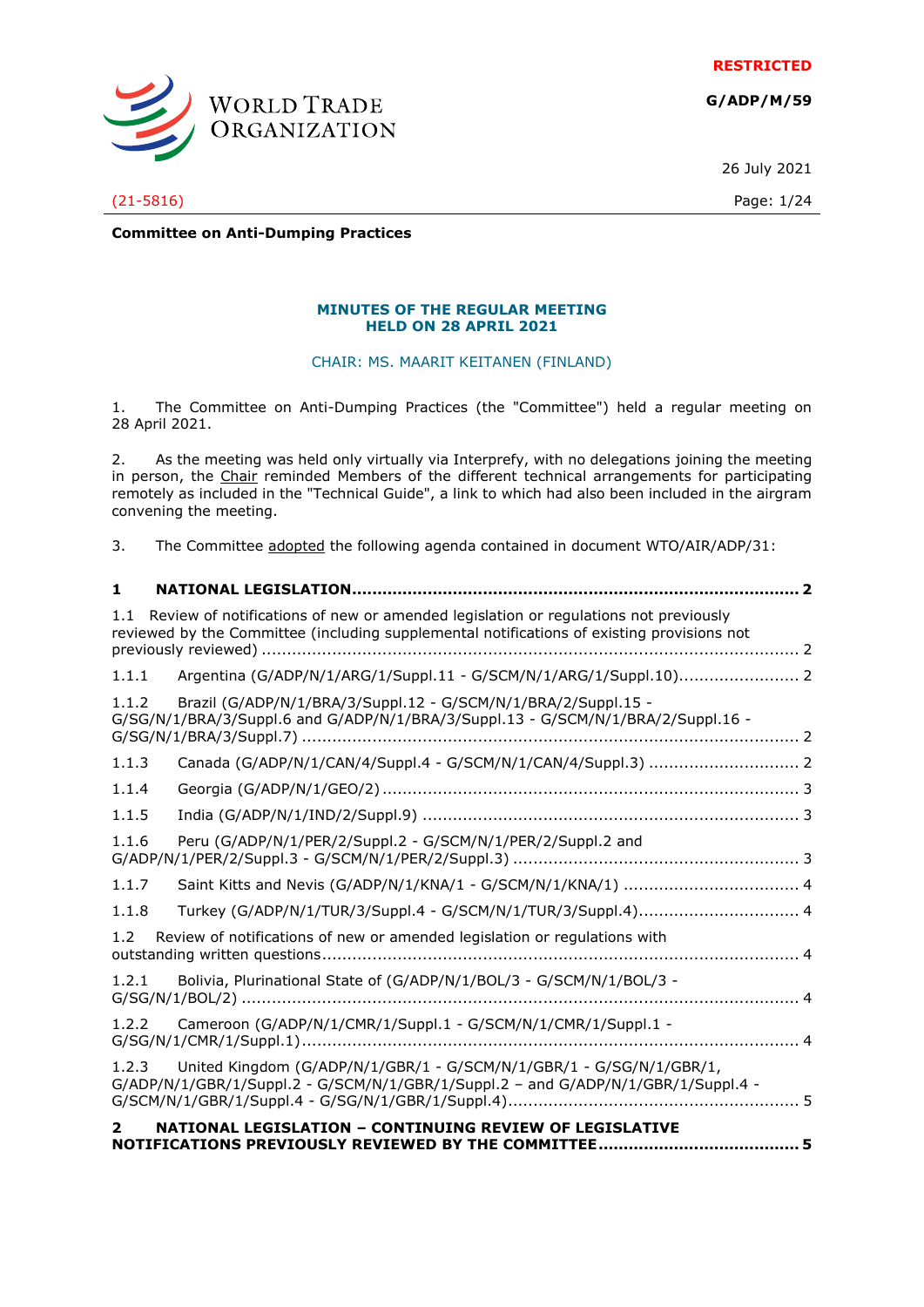RESTRICTED

**G/ADP/M/59**

26 July 2021

(21-5816)

**Committee on Anti-Dumping Practices**

**MINUTES OF THE REGULAR MEETING HELD ON 28 APRIL 2021**

CHAIR: MS. MAARIT KEITANEN (FINLAND)

1. The Committee on Anti-Dumping Practices (the "Committee") held a regular meeting on 28 April 2021.

2. As the meeting was held only virtually via Interprefy, with no delegations joining the meeting in person, the Chair reminded Members of the different technical arrangements for participating remotely as included in the "Technical Guide", a link to which had also been included in the airgram convening the meeting.

3. The Committee adopted the following agenda contained in document WTO/AIR/ADP/31:

**1 NATIONAL LEGISLATION ........................................................................................ 2**

1.1 Review of notifications of new or amended legislation or regulations not previously reviewed by the Committee (including supplemental notifications of existing provisions not previously reviewed) ......................................................................................................... 2

1.1.1 Argentina (G/ADP/N/1/ARG/1/Suppl.11 - G/SCM/N/1/ARG/1/Suppl.10)........................ 2

1.1.2 Brazil (G/ADP/N/1/BRA/3/Suppl.12 - G/SCM/N/1/BRA/2/Suppl.15 - G/SG/N/1/BRA/3/Suppl.6 and G/ADP/N/1/BRA/3/Suppl.13 - G/SCM/N/1/BRA/2/Suppl.16 - G/SG/N/1/BRA/3/Suppl.7) .................................................................................................. 2

1.1.3 Canada (G/ADP/N/1/CAN/4/Suppl.4 - G/SCM/N/1/CAN/4/Suppl.3) ............................. 2

1.1.4 Georgia (G/ADP/N/1/GEO/2) .................................................................................. 3

1.1.5 India (G/ADP/N/1/IND/2/Suppl.9) .......................................................................... 3

1.1.6 Peru (G/ADP/N/1/PER/2/Suppl.2 - G/SCM/N/1/PER/2/Suppl.2 and G/ADP/N/1/PER/2/Suppl.3 - G/SCM/N/1/PER/2/Suppl.3) ........................................................ 3

1.1.7 Saint Kitts and Nevis (G/ADP/N/1/KNA/1 - G/SCM/N/1/KNA/1) .................................. 4

1.1.8 Turkey (G/ADP/N/1/TUR/3/Suppl.4 - G/SCM/N/1/TUR/3/Suppl.4)................................ 4

1.2 Review of notifications of new or amended legislation or regulations with outstanding written questions............................................................................................. 4

1.2.1 Bolivia, Plurinational State of (G/ADP/N/1/BOL/3 - G/SCM/N/1/BOL/3 - G/SG/N/1/BOL/2) ............................................................................................................. 4

1.2.2 Cameroon (G/ADP/N/1/CMR/1/Suppl.1 - G/SCM/N/1/CMR/1/Suppl.1 - G/SG/N/1/CMR/1/Suppl.1).................................................................................................. 4

1.2.3 United Kingdom (G/ADP/N/1/GBR/1 - G/SCM/N/1/GBR/1 - G/SG/N/1/GBR/1, G/ADP/N/1/GBR/1/Suppl.2 - G/SCM/N/1/GBR/1/Suppl.2 – and G/ADP/N/1/GBR/1/Suppl.4 - G/SCM/N/1/GBR/1/Suppl.4 - G/SG/N/1/GBR/1/Suppl.4)......................................................... 5

**2 NATIONAL LEGISLATION – CONTINUING REVIEW OF LEGISLATIVE NOTIFICATIONS PREVIOUSLY REVIEWED BY THE COMMITTEE ....................................... 5**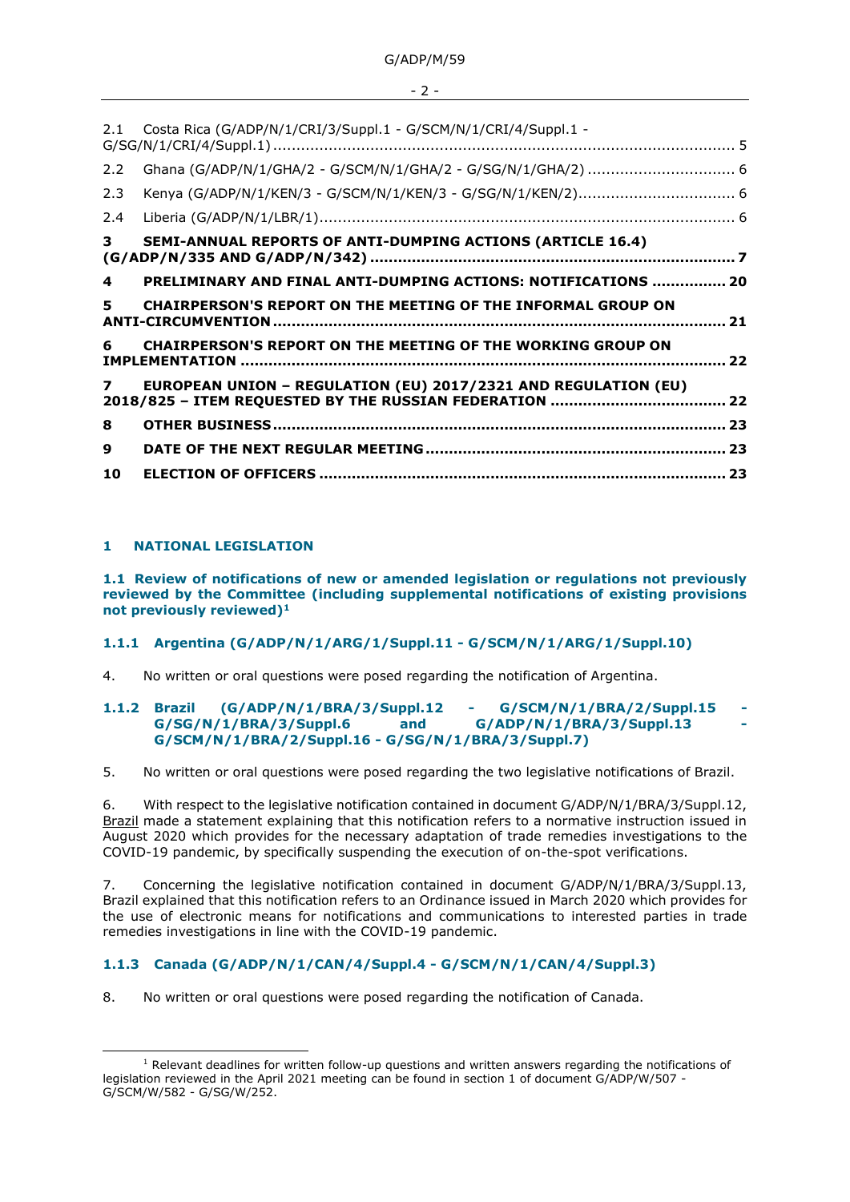| | | |
|---|---|---|
| 2.1 | Costa Rica (G/ADP/N/1/CRI/3/Suppl.1 - G/SCM/N/1/CRI/4/Suppl.1 - G/SG/N/1/CRI/4/Suppl.1) | 5 |
| 2.2 | Ghana (G/ADP/N/1/GHA/2 - G/SCM/N/1/GHA/2 - G/SG/N/1/GHA/2) | 6 |
| 2.3 | Kenya (G/ADP/N/1/KEN/3 - G/SCM/N/1/KEN/3 - G/SG/N/1/KEN/2) | 6 |
| 2.4 | Liberia (G/ADP/N/1/LBR/1) | 6 |
| **3** | **SEMI-ANNUAL REPORTS OF ANTI-DUMPING ACTIONS (ARTICLE 16.4) (G/ADP/N/335 AND G/ADP/N/342)** | **7** |
| **4** | **PRELIMINARY AND FINAL ANTI-DUMPING ACTIONS: NOTIFICATIONS** | **20** |
| **5** | **CHAIRPERSON'S REPORT ON THE MEETING OF THE INFORMAL GROUP ON ANTI-CIRCUMVENTION** | **21** |
| **6** | **CHAIRPERSON'S REPORT ON THE MEETING OF THE WORKING GROUP ON IMPLEMENTATION** | **22** |
| **7** | **EUROPEAN UNION – REGULATION (EU) 2017/2321 AND REGULATION (EU) 2018/825 – ITEM REQUESTED BY THE RUSSIAN FEDERATION** | **22** |
| **8** | **OTHER BUSINESS** | **23** |
| **9** | **DATE OF THE NEXT REGULAR MEETING** | **23** |
| **10** | **ELECTION OF OFFICERS** | **23** |

## 1 NATIONAL LEGISLATION

### 1.1 Review of notifications of new or amended legislation or regulations not previously reviewed by the Committee (including supplemental notifications of existing provisions not previously reviewed)[1]

#### 1.1.1 Argentina (G/ADP/N/1/ARG/1/Suppl.11 - G/SCM/N/1/ARG/1/Suppl.10)

4. No written or oral questions were posed regarding the notification of Argentina.

#### 1.1.2 Brazil (G/ADP/N/1/BRA/3/Suppl.12 - G/SCM/N/1/BRA/2/Suppl.15 - G/SG/N/1/BRA/3/Suppl.6 and G/ADP/N/1/BRA/3/Suppl.13 - G/SCM/N/1/BRA/2/Suppl.16 - G/SG/N/1/BRA/3/Suppl.7)

5. No written or oral questions were posed regarding the two legislative notifications of Brazil.

6. With respect to the legislative notification contained in document G/ADP/N/1/BRA/3/Suppl.12, Brazil made a statement explaining that this notification refers to a normative instruction issued in August 2020 which provides for the necessary adaptation of trade remedies investigations to the COVID-19 pandemic, by specifically suspending the execution of on-the-spot verifications.

7. Concerning the legislative notification contained in document G/ADP/N/1/BRA/3/Suppl.13, Brazil explained that this notification refers to an Ordinance issued in March 2020 which provides for the use of electronic means for notifications and communications to interested parties in trade remedies investigations in line with the COVID-19 pandemic.

#### 1.1.3 Canada (G/ADP/N/1/CAN/4/Suppl.4 - G/SCM/N/1/CAN/4/Suppl.3)

8. No written or oral questions were posed regarding the notification of Canada.

[1] Relevant deadlines for written follow-up questions and written answers regarding the notifications of legislation reviewed in the April 2021 meeting can be found in section 1 of document G/ADP/W/507 - G/SCM/W/582 - G/SG/W/252.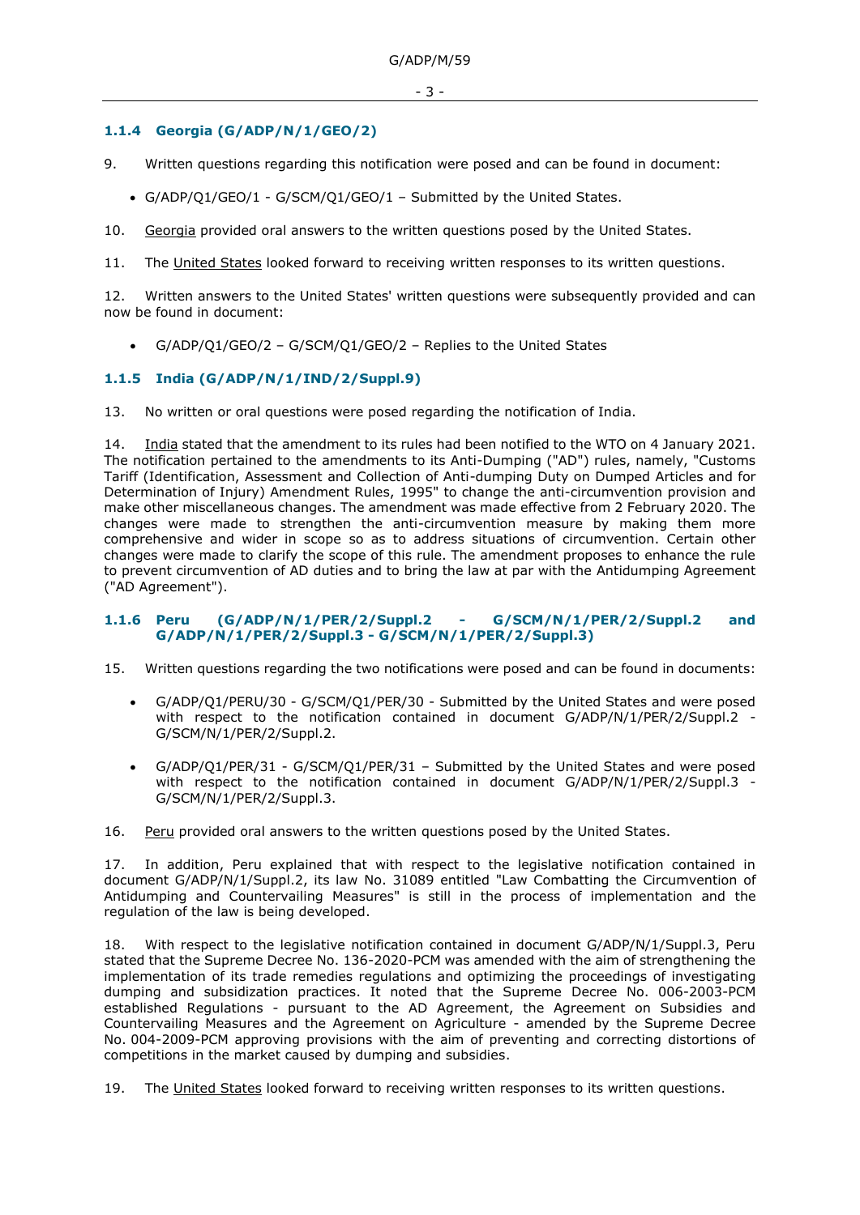### 1.1.4 Georgia (G/ADP/N/1/GEO/2)

9. Written questions regarding this notification were posed and can be found in document:

- G/ADP/Q1/GEO/1 - G/SCM/Q1/GEO/1 – Submitted by the United States.

10. Georgia provided oral answers to the written questions posed by the United States.

11. The United States looked forward to receiving written responses to its written questions.

12. Written answers to the United States' written questions were subsequently provided and can now be found in document:

- G/ADP/Q1/GEO/2 – G/SCM/Q1/GEO/2 – Replies to the United States

### 1.1.5 India (G/ADP/N/1/IND/2/Suppl.9)

13. No written or oral questions were posed regarding the notification of India.

14. India stated that the amendment to its rules had been notified to the WTO on 4 January 2021. The notification pertained to the amendments to its Anti-Dumping ("AD") rules, namely, "Customs Tariff (Identification, Assessment and Collection of Anti-dumping Duty on Dumped Articles and for Determination of Injury) Amendment Rules, 1995" to change the anti-circumvention provision and make other miscellaneous changes. The amendment was made effective from 2 February 2020. The changes were made to strengthen the anti-circumvention measure by making them more comprehensive and wider in scope so as to address situations of circumvention. Certain other changes were made to clarify the scope of this rule. The amendment proposes to enhance the rule to prevent circumvention of AD duties and to bring the law at par with the Antidumping Agreement ("AD Agreement").

### 1.1.6 Peru (G/ADP/N/1/PER/2/Suppl.2 - G/SCM/N/1/PER/2/Suppl.2 and G/ADP/N/1/PER/2/Suppl.3 - G/SCM/N/1/PER/2/Suppl.3)

15. Written questions regarding the two notifications were posed and can be found in documents:

- G/ADP/Q1/PERU/30 - G/SCM/Q1/PER/30 - Submitted by the United States and were posed with respect to the notification contained in document G/ADP/N/1/PER/2/Suppl.2 - G/SCM/N/1/PER/2/Suppl.2.
- G/ADP/Q1/PER/31 - G/SCM/Q1/PER/31 – Submitted by the United States and were posed with respect to the notification contained in document G/ADP/N/1/PER/2/Suppl.3 - G/SCM/N/1/PER/2/Suppl.3.

16. Peru provided oral answers to the written questions posed by the United States.

17. In addition, Peru explained that with respect to the legislative notification contained in document G/ADP/N/1/Suppl.2, its law No. 31089 entitled "Law Combatting the Circumvention of Antidumping and Countervailing Measures" is still in the process of implementation and the regulation of the law is being developed.

18. With respect to the legislative notification contained in document G/ADP/N/1/Suppl.3, Peru stated that the Supreme Decree No. 136-2020-PCM was amended with the aim of strengthening the implementation of its trade remedies regulations and optimizing the proceedings of investigating dumping and subsidization practices. It noted that the Supreme Decree No. 006-2003-PCM established Regulations - pursuant to the AD Agreement, the Agreement on Subsidies and Countervailing Measures and the Agreement on Agriculture - amended by the Supreme Decree No. 004-2009-PCM approving provisions with the aim of preventing and correcting distortions of competitions in the market caused by dumping and subsidies.

19. The United States looked forward to receiving written responses to its written questions.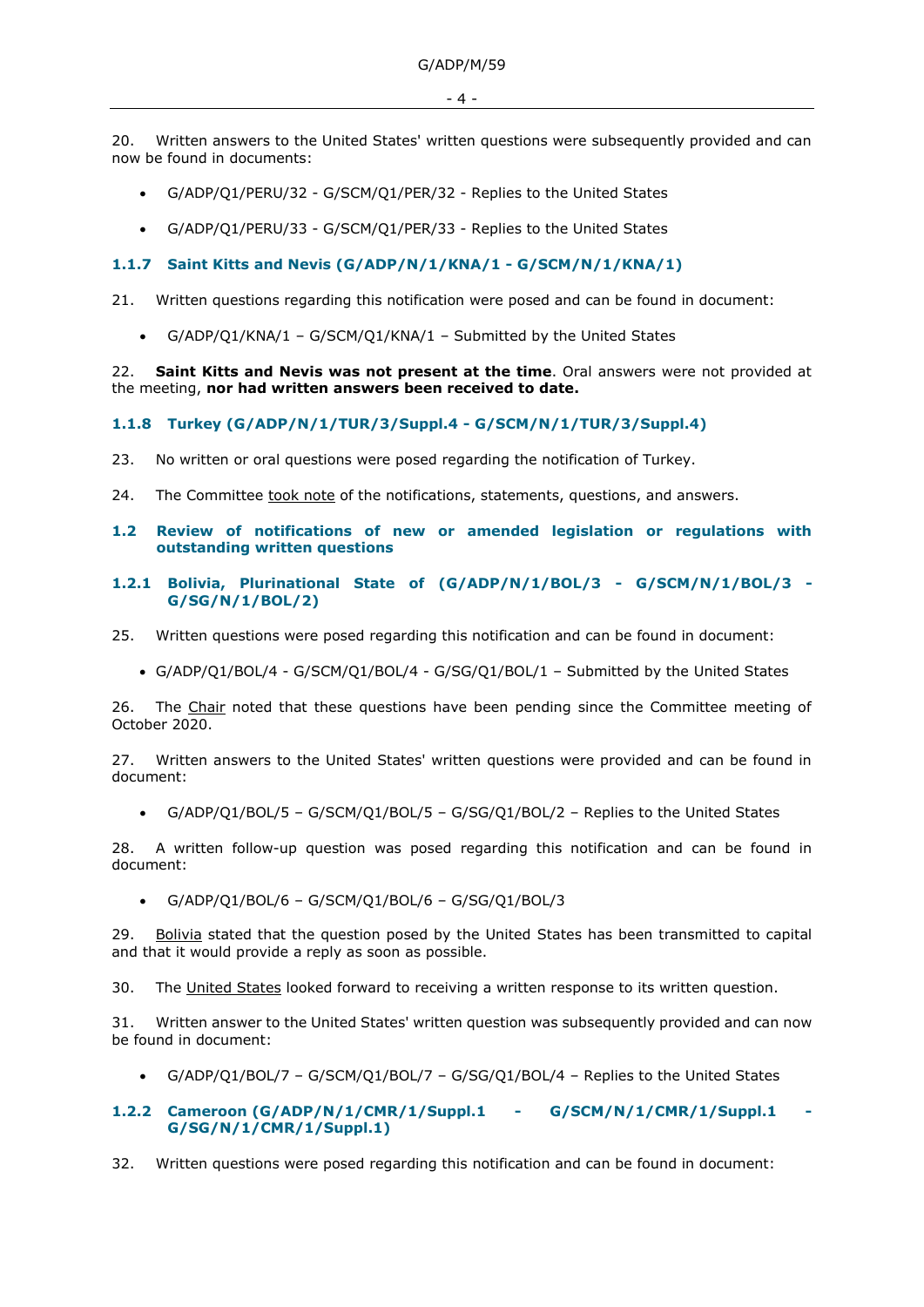20. Written answers to the United States' written questions were subsequently provided and can now be found in documents:

- G/ADP/Q1/PERU/32 - G/SCM/Q1/PER/32 - Replies to the United States
- G/ADP/Q1/PERU/33 - G/SCM/Q1/PER/33 - Replies to the United States

### 1.1.7 Saint Kitts and Nevis (G/ADP/N/1/KNA/1 - G/SCM/N/1/KNA/1)

21. Written questions regarding this notification were posed and can be found in document:

- G/ADP/Q1/KNA/1 – G/SCM/Q1/KNA/1 – Submitted by the United States

22. **Saint Kitts and Nevis was not present at the time**. Oral answers were not provided at the meeting, **nor had written answers been received to date.**

### 1.1.8 Turkey (G/ADP/N/1/TUR/3/Suppl.4 - G/SCM/N/1/TUR/3/Suppl.4)

23. No written or oral questions were posed regarding the notification of Turkey.

24. The Committee took note of the notifications, statements, questions, and answers.

## 1.2 Review of notifications of new or amended legislation or regulations with outstanding written questions

### 1.2.1 Bolivia, Plurinational State of (G/ADP/N/1/BOL/3 - G/SCM/N/1/BOL/3 - G/SG/N/1/BOL/2)

25. Written questions were posed regarding this notification and can be found in document:

- G/ADP/Q1/BOL/4 - G/SCM/Q1/BOL/4 - G/SG/Q1/BOL/1 – Submitted by the United States

26. The Chair noted that these questions have been pending since the Committee meeting of October 2020.

27. Written answers to the United States' written questions were provided and can be found in document:

- G/ADP/Q1/BOL/5 – G/SCM/Q1/BOL/5 – G/SG/Q1/BOL/2 – Replies to the United States

28. A written follow-up question was posed regarding this notification and can be found in document:

- G/ADP/Q1/BOL/6 – G/SCM/Q1/BOL/6 – G/SG/Q1/BOL/3

29. Bolivia stated that the question posed by the United States has been transmitted to capital and that it would provide a reply as soon as possible.

30. The United States looked forward to receiving a written response to its written question.

31. Written answer to the United States' written question was subsequently provided and can now be found in document:

- G/ADP/Q1/BOL/7 – G/SCM/Q1/BOL/7 – G/SG/Q1/BOL/4 – Replies to the United States

### 1.2.2 Cameroon (G/ADP/N/1/CMR/1/Suppl.1 - G/SCM/N/1/CMR/1/Suppl.1 - G/SG/N/1/CMR/1/Suppl.1)

32. Written questions were posed regarding this notification and can be found in document: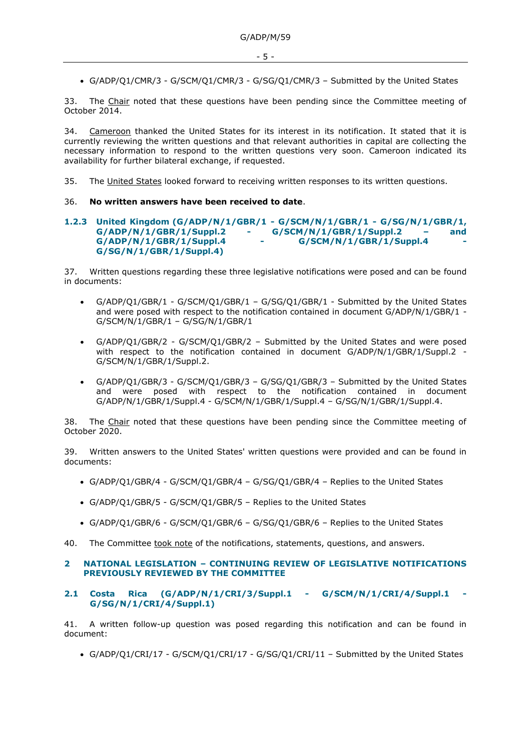- G/ADP/Q1/CMR/3 - G/SCM/Q1/CMR/3 - G/SG/Q1/CMR/3 – Submitted by the United States

33. The Chair noted that these questions have been pending since the Committee meeting of October 2014.

34. Cameroon thanked the United States for its interest in its notification. It stated that it is currently reviewing the written questions and that relevant authorities in capital are collecting the necessary information to respond to the written questions very soon. Cameroon indicated its availability for further bilateral exchange, if requested.

35. The United States looked forward to receiving written responses to its written questions.

36. **No written answers have been received to date**.

### 1.2.3 United Kingdom (G/ADP/N/1/GBR/1 - G/SCM/N/1/GBR/1 - G/SG/N/1/GBR/1, G/ADP/N/1/GBR/1/Suppl.2 - G/SCM/N/1/GBR/1/Suppl.2 – and G/ADP/N/1/GBR/1/Suppl.4 - G/SCM/N/1/GBR/1/Suppl.4 - G/SG/N/1/GBR/1/Suppl.4)

37. Written questions regarding these three legislative notifications were posed and can be found in documents:

- G/ADP/Q1/GBR/1 - G/SCM/Q1/GBR/1 – G/SG/Q1/GBR/1 - Submitted by the United States and were posed with respect to the notification contained in document G/ADP/N/1/GBR/1 - G/SCM/N/1/GBR/1 – G/SG/N/1/GBR/1
- G/ADP/Q1/GBR/2 - G/SCM/Q1/GBR/2 – Submitted by the United States and were posed with respect to the notification contained in document G/ADP/N/1/GBR/1/Suppl.2 - G/SCM/N/1/GBR/1/Suppl.2.
- G/ADP/Q1/GBR/3 - G/SCM/Q1/GBR/3 – G/SG/Q1/GBR/3 – Submitted by the United States and were posed with respect to the notification contained in document G/ADP/N/1/GBR/1/Suppl.4 - G/SCM/N/1/GBR/1/Suppl.4 – G/SG/N/1/GBR/1/Suppl.4.

38. The Chair noted that these questions have been pending since the Committee meeting of October 2020.

39. Written answers to the United States' written questions were provided and can be found in documents:

- G/ADP/Q1/GBR/4 - G/SCM/Q1/GBR/4 – G/SG/Q1/GBR/4 – Replies to the United States
- G/ADP/Q1/GBR/5 - G/SCM/Q1/GBR/5 – Replies to the United States
- G/ADP/Q1/GBR/6 - G/SCM/Q1/GBR/6 – G/SG/Q1/GBR/6 – Replies to the United States

40. The Committee took note of the notifications, statements, questions, and answers.

## 2 NATIONAL LEGISLATION – CONTINUING REVIEW OF LEGISLATIVE NOTIFICATIONS PREVIOUSLY REVIEWED BY THE COMMITTEE

### 2.1 Costa Rica (G/ADP/N/1/CRI/3/Suppl.1 - G/SCM/N/1/CRI/4/Suppl.1 - G/SG/N/1/CRI/4/Suppl.1)

41. A written follow-up question was posed regarding this notification and can be found in document:

- G/ADP/Q1/CRI/17 - G/SCM/Q1/CRI/17 - G/SG/Q1/CRI/11 – Submitted by the United States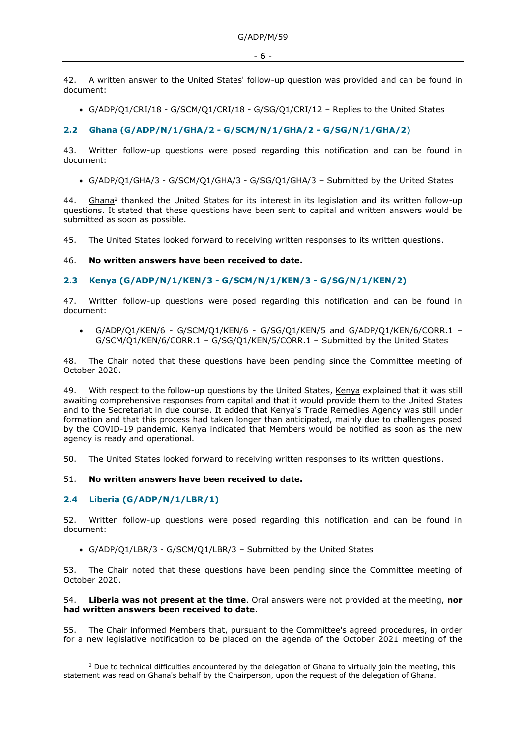42. A written answer to the United States' follow-up question was provided and can be found in document:

- G/ADP/Q1/CRI/18 - G/SCM/Q1/CRI/18 - G/SG/Q1/CRI/12 – Replies to the United States

## 2.2 Ghana (G/ADP/N/1/GHA/2 - G/SCM/N/1/GHA/2 - G/SG/N/1/GHA/2)

43. Written follow-up questions were posed regarding this notification and can be found in document:

- G/ADP/Q1/GHA/3 - G/SCM/Q1/GHA/3 - G/SG/Q1/GHA/3 – Submitted by the United States

44. Ghana[2] thanked the United States for its interest in its legislation and its written follow-up questions. It stated that these questions have been sent to capital and written answers would be submitted as soon as possible.

45. The United States looked forward to receiving written responses to its written questions.

46. **No written answers have been received to date.**

## 2.3 Kenya (G/ADP/N/1/KEN/3 - G/SCM/N/1/KEN/3 - G/SG/N/1/KEN/2)

47. Written follow-up questions were posed regarding this notification and can be found in document:

- G/ADP/Q1/KEN/6 - G/SCM/Q1/KEN/6 - G/SG/Q1/KEN/5 and G/ADP/Q1/KEN/6/CORR.1 – G/SCM/Q1/KEN/6/CORR.1 – G/SG/Q1/KEN/5/CORR.1 – Submitted by the United States

48. The Chair noted that these questions have been pending since the Committee meeting of October 2020.

49. With respect to the follow-up questions by the United States, Kenya explained that it was still awaiting comprehensive responses from capital and that it would provide them to the United States and to the Secretariat in due course. It added that Kenya's Trade Remedies Agency was still under formation and that this process had taken longer than anticipated, mainly due to challenges posed by the COVID-19 pandemic. Kenya indicated that Members would be notified as soon as the new agency is ready and operational.

50. The United States looked forward to receiving written responses to its written questions.

51. **No written answers have been received to date.**

## 2.4 Liberia (G/ADP/N/1/LBR/1)

52. Written follow-up questions were posed regarding this notification and can be found in document:

- G/ADP/Q1/LBR/3 - G/SCM/Q1/LBR/3 – Submitted by the United States

53. The Chair noted that these questions have been pending since the Committee meeting of October 2020.

54. **Liberia was not present at the time**. Oral answers were not provided at the meeting, **nor had written answers been received to date**.

55. The Chair informed Members that, pursuant to the Committee's agreed procedures, in order for a new legislative notification to be placed on the agenda of the October 2021 meeting of the

[2] Due to technical difficulties encountered by the delegation of Ghana to virtually join the meeting, this statement was read on Ghana's behalf by the Chairperson, upon the request of the delegation of Ghana.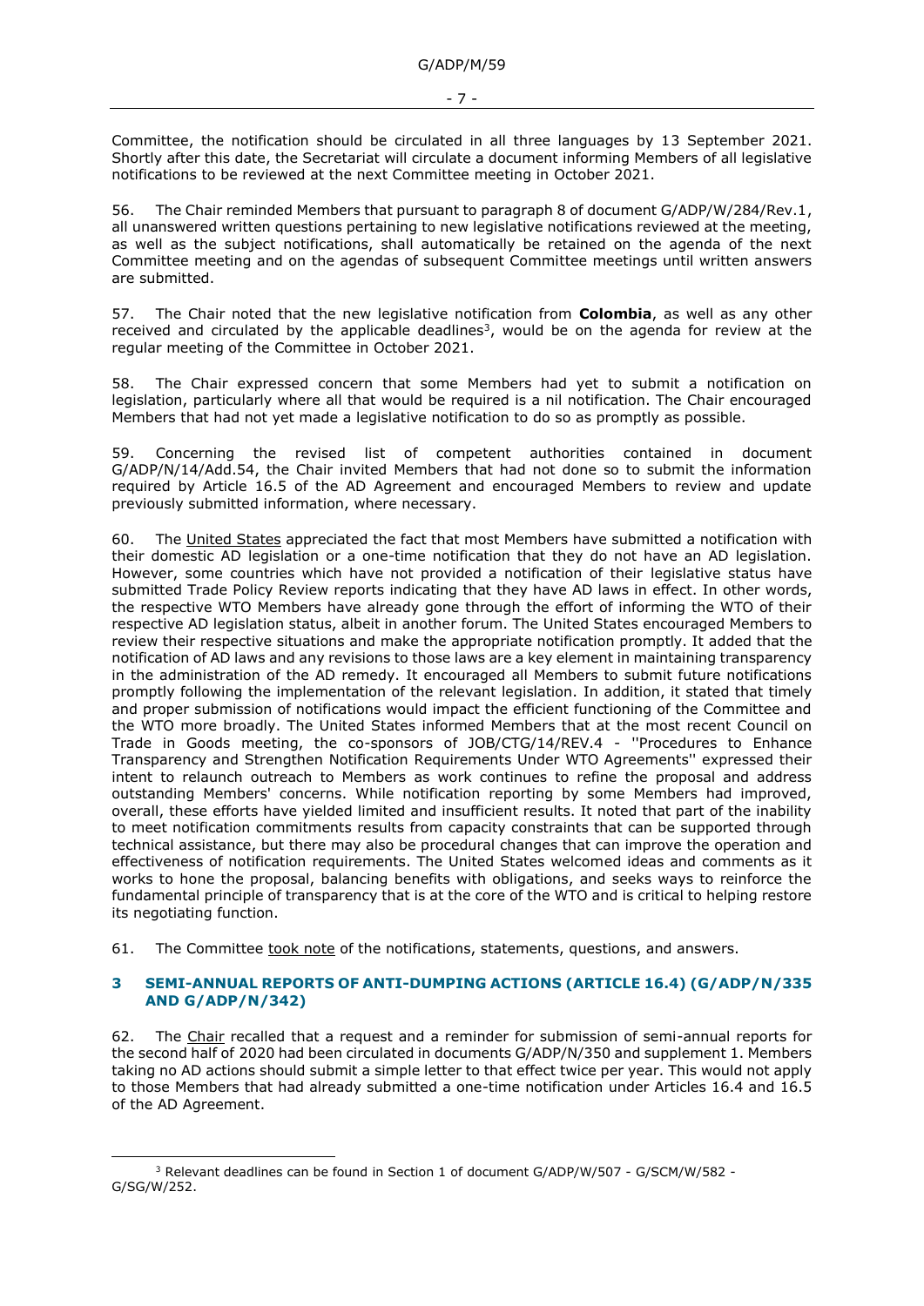Committee, the notification should be circulated in all three languages by 13 September 2021. Shortly after this date, the Secretariat will circulate a document informing Members of all legislative notifications to be reviewed at the next Committee meeting in October 2021.

56. The Chair reminded Members that pursuant to paragraph 8 of document G/ADP/W/284/Rev.1, all unanswered written questions pertaining to new legislative notifications reviewed at the meeting, as well as the subject notifications, shall automatically be retained on the agenda of the next Committee meeting and on the agendas of subsequent Committee meetings until written answers are submitted.

57. The Chair noted that the new legislative notification from **Colombia**, as well as any other received and circulated by the applicable deadlines[3], would be on the agenda for review at the regular meeting of the Committee in October 2021.

58. The Chair expressed concern that some Members had yet to submit a notification on legislation, particularly where all that would be required is a nil notification. The Chair encouraged Members that had not yet made a legislative notification to do so as promptly as possible.

59. Concerning the revised list of competent authorities contained in document G/ADP/N/14/Add.54, the Chair invited Members that had not done so to submit the information required by Article 16.5 of the AD Agreement and encouraged Members to review and update previously submitted information, where necessary.

60. The United States appreciated the fact that most Members have submitted a notification with their domestic AD legislation or a one-time notification that they do not have an AD legislation. However, some countries which have not provided a notification of their legislative status have submitted Trade Policy Review reports indicating that they have AD laws in effect. In other words, the respective WTO Members have already gone through the effort of informing the WTO of their respective AD legislation status, albeit in another forum. The United States encouraged Members to review their respective situations and make the appropriate notification promptly. It added that the notification of AD laws and any revisions to those laws are a key element in maintaining transparency in the administration of the AD remedy. It encouraged all Members to submit future notifications promptly following the implementation of the relevant legislation. In addition, it stated that timely and proper submission of notifications would impact the efficient functioning of the Committee and the WTO more broadly. The United States informed Members that at the most recent Council on Trade in Goods meeting, the co-sponsors of JOB/CTG/14/REV.4 - ''Procedures to Enhance Transparency and Strengthen Notification Requirements Under WTO Agreements'' expressed their intent to relaunch outreach to Members as work continues to refine the proposal and address outstanding Members' concerns. While notification reporting by some Members had improved, overall, these efforts have yielded limited and insufficient results. It noted that part of the inability to meet notification commitments results from capacity constraints that can be supported through technical assistance, but there may also be procedural changes that can improve the operation and effectiveness of notification requirements. The United States welcomed ideas and comments as it works to hone the proposal, balancing benefits with obligations, and seeks ways to reinforce the fundamental principle of transparency that is at the core of the WTO and is critical to helping restore its negotiating function.

61. The Committee took note of the notifications, statements, questions, and answers.

## 3 SEMI-ANNUAL REPORTS OF ANTI-DUMPING ACTIONS (ARTICLE 16.4) (G/ADP/N/335 AND G/ADP/N/342)

62. The Chair recalled that a request and a reminder for submission of semi-annual reports for the second half of 2020 had been circulated in documents G/ADP/N/350 and supplement 1. Members taking no AD actions should submit a simple letter to that effect twice per year. This would not apply to those Members that had already submitted a one-time notification under Articles 16.4 and 16.5 of the AD Agreement.

[3] Relevant deadlines can be found in Section 1 of document G/ADP/W/507 - G/SCM/W/582 - G/SG/W/252.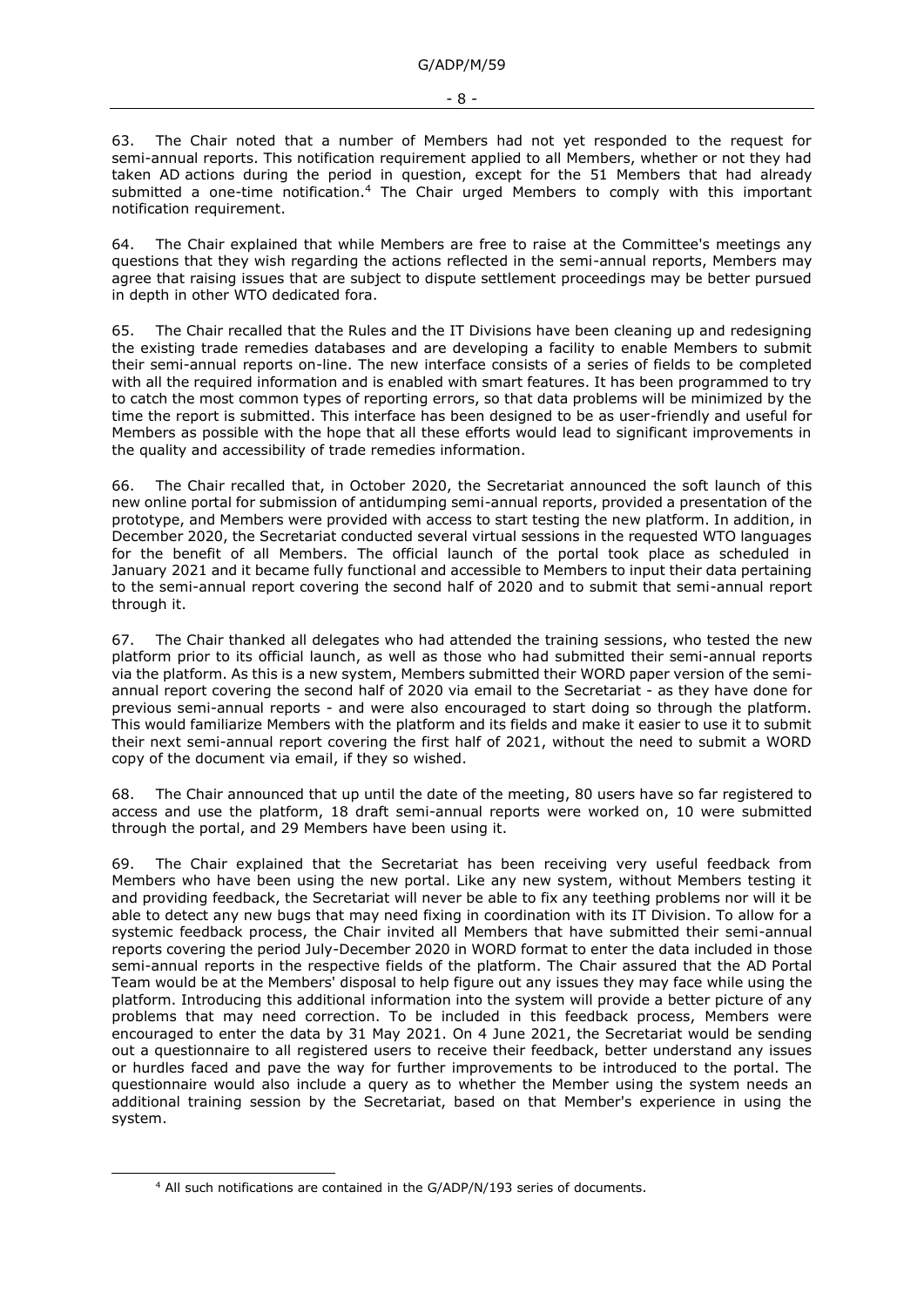63. The Chair noted that a number of Members had not yet responded to the request for semi-annual reports. This notification requirement applied to all Members, whether or not they had taken AD actions during the period in question, except for the 51 Members that had already submitted a one-time notification.[4] The Chair urged Members to comply with this important notification requirement.

64. The Chair explained that while Members are free to raise at the Committee's meetings any questions that they wish regarding the actions reflected in the semi-annual reports, Members may agree that raising issues that are subject to dispute settlement proceedings may be better pursued in depth in other WTO dedicated fora.

65. The Chair recalled that the Rules and the IT Divisions have been cleaning up and redesigning the existing trade remedies databases and are developing a facility to enable Members to submit their semi-annual reports on-line. The new interface consists of a series of fields to be completed with all the required information and is enabled with smart features. It has been programmed to try to catch the most common types of reporting errors, so that data problems will be minimized by the time the report is submitted. This interface has been designed to be as user-friendly and useful for Members as possible with the hope that all these efforts would lead to significant improvements in the quality and accessibility of trade remedies information.

66. The Chair recalled that, in October 2020, the Secretariat announced the soft launch of this new online portal for submission of antidumping semi-annual reports, provided a presentation of the prototype, and Members were provided with access to start testing the new platform. In addition, in December 2020, the Secretariat conducted several virtual sessions in the requested WTO languages for the benefit of all Members. The official launch of the portal took place as scheduled in January 2021 and it became fully functional and accessible to Members to input their data pertaining to the semi-annual report covering the second half of 2020 and to submit that semi-annual report through it.

67. The Chair thanked all delegates who had attended the training sessions, who tested the new platform prior to its official launch, as well as those who had submitted their semi-annual reports via the platform. As this is a new system, Members submitted their WORD paper version of the semi-annual report covering the second half of 2020 via email to the Secretariat - as they have done for previous semi-annual reports - and were also encouraged to start doing so through the platform. This would familiarize Members with the platform and its fields and make it easier to use it to submit their next semi-annual report covering the first half of 2021, without the need to submit a WORD copy of the document via email, if they so wished.

68. The Chair announced that up until the date of the meeting, 80 users have so far registered to access and use the platform, 18 draft semi-annual reports were worked on, 10 were submitted through the portal, and 29 Members have been using it.

69. The Chair explained that the Secretariat has been receiving very useful feedback from Members who have been using the new portal. Like any new system, without Members testing it and providing feedback, the Secretariat will never be able to fix any teething problems nor will it be able to detect any new bugs that may need fixing in coordination with its IT Division. To allow for a systemic feedback process, the Chair invited all Members that have submitted their semi-annual reports covering the period July-December 2020 in WORD format to enter the data included in those semi-annual reports in the respective fields of the platform. The Chair assured that the AD Portal Team would be at the Members' disposal to help figure out any issues they may face while using the platform. Introducing this additional information into the system will provide a better picture of any problems that may need correction. To be included in this feedback process, Members were encouraged to enter the data by 31 May 2021. On 4 June 2021, the Secretariat would be sending out a questionnaire to all registered users to receive their feedback, better understand any issues or hurdles faced and pave the way for further improvements to be introduced to the portal. The questionnaire would also include a query as to whether the Member using the system needs an additional training session by the Secretariat, based on that Member's experience in using the system.

[4] All such notifications are contained in the G/ADP/N/193 series of documents.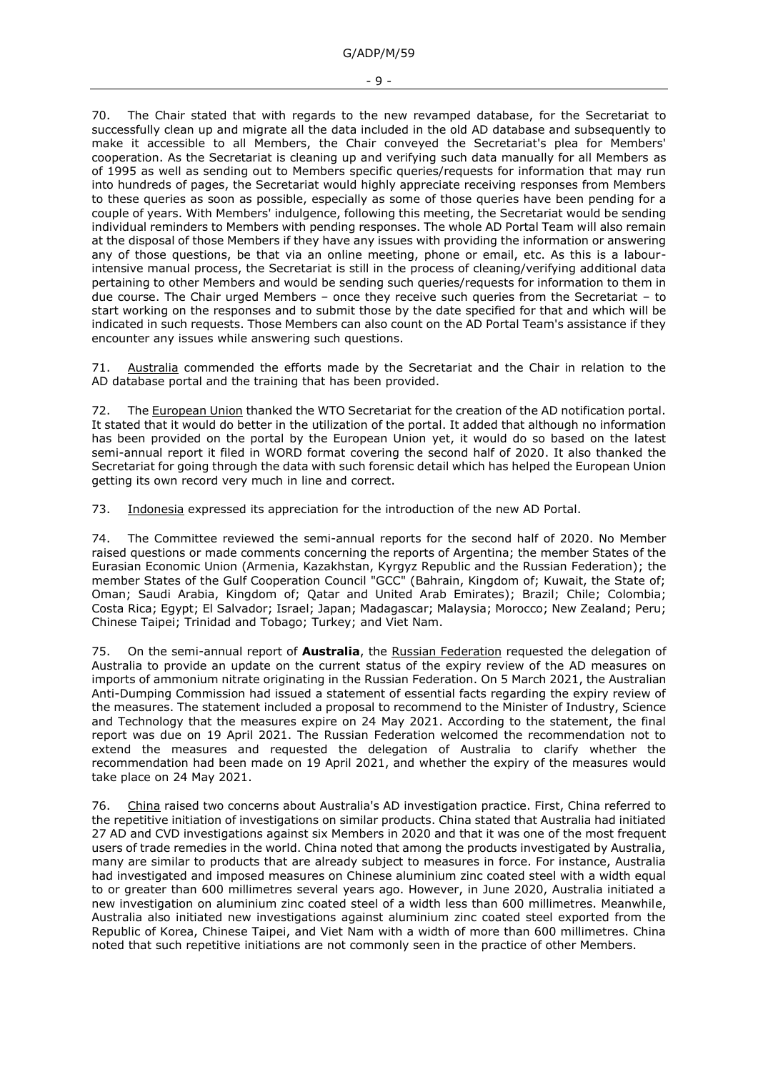70. The Chair stated that with regards to the new revamped database, for the Secretariat to successfully clean up and migrate all the data included in the old AD database and subsequently to make it accessible to all Members, the Chair conveyed the Secretariat's plea for Members' cooperation. As the Secretariat is cleaning up and verifying such data manually for all Members as of 1995 as well as sending out to Members specific queries/requests for information that may run into hundreds of pages, the Secretariat would highly appreciate receiving responses from Members to these queries as soon as possible, especially as some of those queries have been pending for a couple of years. With Members' indulgence, following this meeting, the Secretariat would be sending individual reminders to Members with pending responses. The whole AD Portal Team will also remain at the disposal of those Members if they have any issues with providing the information or answering any of those questions, be that via an online meeting, phone or email, etc. As this is a labour-intensive manual process, the Secretariat is still in the process of cleaning/verifying additional data pertaining to other Members and would be sending such queries/requests for information to them in due course. The Chair urged Members – once they receive such queries from the Secretariat – to start working on the responses and to submit those by the date specified for that and which will be indicated in such requests. Those Members can also count on the AD Portal Team's assistance if they encounter any issues while answering such questions.

71. Australia commended the efforts made by the Secretariat and the Chair in relation to the AD database portal and the training that has been provided.

72. The European Union thanked the WTO Secretariat for the creation of the AD notification portal. It stated that it would do better in the utilization of the portal. It added that although no information has been provided on the portal by the European Union yet, it would do so based on the latest semi-annual report it filed in WORD format covering the second half of 2020. It also thanked the Secretariat for going through the data with such forensic detail which has helped the European Union getting its own record very much in line and correct.

73. Indonesia expressed its appreciation for the introduction of the new AD Portal.

74. The Committee reviewed the semi-annual reports for the second half of 2020. No Member raised questions or made comments concerning the reports of Argentina; the member States of the Eurasian Economic Union (Armenia, Kazakhstan, Kyrgyz Republic and the Russian Federation); the member States of the Gulf Cooperation Council "GCC" (Bahrain, Kingdom of; Kuwait, the State of; Oman; Saudi Arabia, Kingdom of; Qatar and United Arab Emirates); Brazil; Chile; Colombia; Costa Rica; Egypt; El Salvador; Israel; Japan; Madagascar; Malaysia; Morocco; New Zealand; Peru; Chinese Taipei; Trinidad and Tobago; Turkey; and Viet Nam.

75. On the semi-annual report of **Australia**, the Russian Federation requested the delegation of Australia to provide an update on the current status of the expiry review of the AD measures on imports of ammonium nitrate originating in the Russian Federation. On 5 March 2021, the Australian Anti-Dumping Commission had issued a statement of essential facts regarding the expiry review of the measures. The statement included a proposal to recommend to the Minister of Industry, Science and Technology that the measures expire on 24 May 2021. According to the statement, the final report was due on 19 April 2021. The Russian Federation welcomed the recommendation not to extend the measures and requested the delegation of Australia to clarify whether the recommendation had been made on 19 April 2021, and whether the expiry of the measures would take place on 24 May 2021.

76. China raised two concerns about Australia's AD investigation practice. First, China referred to the repetitive initiation of investigations on similar products. China stated that Australia had initiated 27 AD and CVD investigations against six Members in 2020 and that it was one of the most frequent users of trade remedies in the world. China noted that among the products investigated by Australia, many are similar to products that are already subject to measures in force. For instance, Australia had investigated and imposed measures on Chinese aluminium zinc coated steel with a width equal to or greater than 600 millimetres several years ago. However, in June 2020, Australia initiated a new investigation on aluminium zinc coated steel of a width less than 600 millimetres. Meanwhile, Australia also initiated new investigations against aluminium zinc coated steel exported from the Republic of Korea, Chinese Taipei, and Viet Nam with a width of more than 600 millimetres. China noted that such repetitive initiations are not commonly seen in the practice of other Members.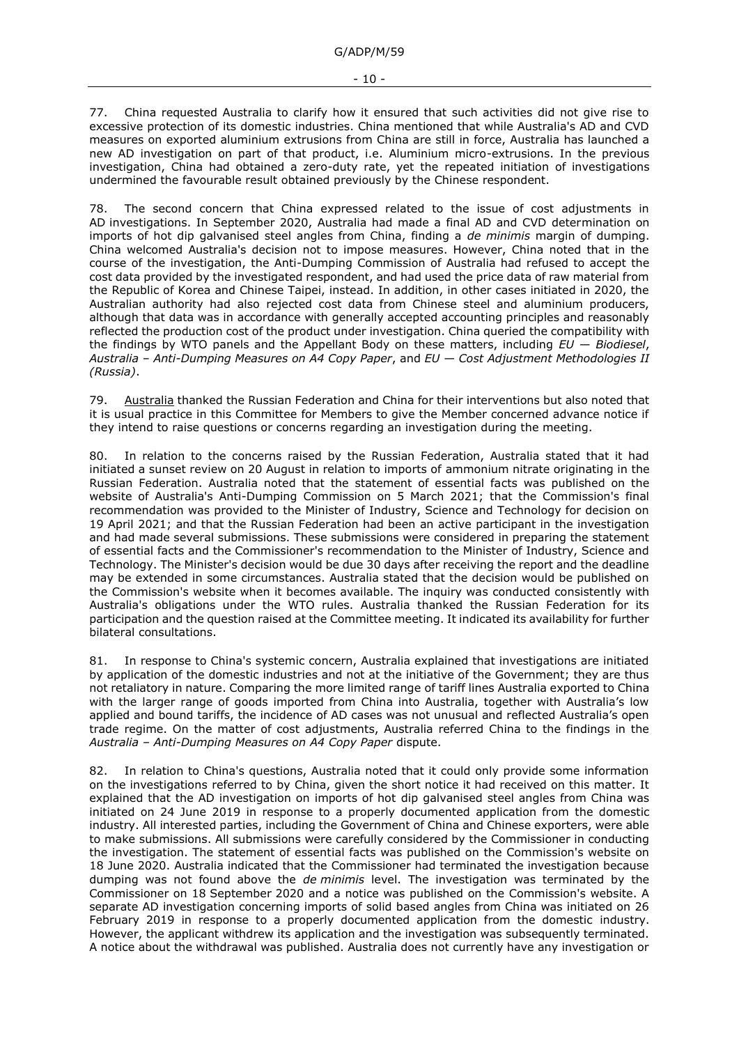77. China requested Australia to clarify how it ensured that such activities did not give rise to excessive protection of its domestic industries. China mentioned that while Australia's AD and CVD measures on exported aluminium extrusions from China are still in force, Australia has launched a new AD investigation on part of that product, i.e. Aluminium micro-extrusions. In the previous investigation, China had obtained a zero-duty rate, yet the repeated initiation of investigations undermined the favourable result obtained previously by the Chinese respondent.

78. The second concern that China expressed related to the issue of cost adjustments in AD investigations. In September 2020, Australia had made a final AD and CVD determination on imports of hot dip galvanised steel angles from China, finding a *de minimis* margin of dumping. China welcomed Australia's decision not to impose measures. However, China noted that in the course of the investigation, the Anti-Dumping Commission of Australia had refused to accept the cost data provided by the investigated respondent, and had used the price data of raw material from the Republic of Korea and Chinese Taipei, instead. In addition, in other cases initiated in 2020, the Australian authority had also rejected cost data from Chinese steel and aluminium producers, although that data was in accordance with generally accepted accounting principles and reasonably reflected the production cost of the product under investigation. China queried the compatibility with the findings by WTO panels and the Appellant Body on these matters, including *EU — Biodiesel*, *Australia – Anti-Dumping Measures on A4 Copy Paper*, and *EU — Cost Adjustment Methodologies II (Russia)*.

79. Australia thanked the Russian Federation and China for their interventions but also noted that it is usual practice in this Committee for Members to give the Member concerned advance notice if they intend to raise questions or concerns regarding an investigation during the meeting.

80. In relation to the concerns raised by the Russian Federation, Australia stated that it had initiated a sunset review on 20 August in relation to imports of ammonium nitrate originating in the Russian Federation. Australia noted that the statement of essential facts was published on the website of Australia's Anti-Dumping Commission on 5 March 2021; that the Commission's final recommendation was provided to the Minister of Industry, Science and Technology for decision on 19 April 2021; and that the Russian Federation had been an active participant in the investigation and had made several submissions. These submissions were considered in preparing the statement of essential facts and the Commissioner's recommendation to the Minister of Industry, Science and Technology. The Minister's decision would be due 30 days after receiving the report and the deadline may be extended in some circumstances. Australia stated that the decision would be published on the Commission's website when it becomes available. The inquiry was conducted consistently with Australia's obligations under the WTO rules. Australia thanked the Russian Federation for its participation and the question raised at the Committee meeting. It indicated its availability for further bilateral consultations.

81. In response to China's systemic concern, Australia explained that investigations are initiated by application of the domestic industries and not at the initiative of the Government; they are thus not retaliatory in nature. Comparing the more limited range of tariff lines Australia exported to China with the larger range of goods imported from China into Australia, together with Australia's low applied and bound tariffs, the incidence of AD cases was not unusual and reflected Australia's open trade regime. On the matter of cost adjustments, Australia referred China to the findings in the *Australia – Anti-Dumping Measures on A4 Copy Paper* dispute.

82. In relation to China's questions, Australia noted that it could only provide some information on the investigations referred to by China, given the short notice it had received on this matter. It explained that the AD investigation on imports of hot dip galvanised steel angles from China was initiated on 24 June 2019 in response to a properly documented application from the domestic industry. All interested parties, including the Government of China and Chinese exporters, were able to make submissions. All submissions were carefully considered by the Commissioner in conducting the investigation. The statement of essential facts was published on the Commission's website on 18 June 2020. Australia indicated that the Commissioner had terminated the investigation because dumping was not found above the *de minimis* level. The investigation was terminated by the Commissioner on 18 September 2020 and a notice was published on the Commission's website. A separate AD investigation concerning imports of solid based angles from China was initiated on 26 February 2019 in response to a properly documented application from the domestic industry. However, the applicant withdrew its application and the investigation was subsequently terminated. A notice about the withdrawal was published. Australia does not currently have any investigation or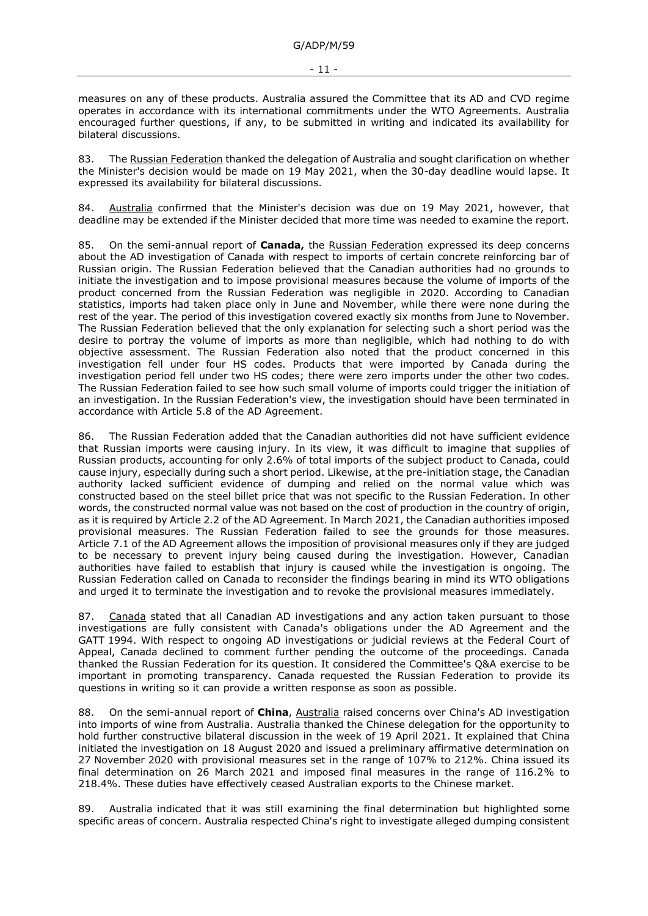measures on any of these products. Australia assured the Committee that its AD and CVD regime operates in accordance with its international commitments under the WTO Agreements. Australia encouraged further questions, if any, to be submitted in writing and indicated its availability for bilateral discussions.

83. The Russian Federation thanked the delegation of Australia and sought clarification on whether the Minister's decision would be made on 19 May 2021, when the 30-day deadline would lapse. It expressed its availability for bilateral discussions.

84. Australia confirmed that the Minister's decision was due on 19 May 2021, however, that deadline may be extended if the Minister decided that more time was needed to examine the report.

85. On the semi-annual report of **Canada,** the Russian Federation expressed its deep concerns about the AD investigation of Canada with respect to imports of certain concrete reinforcing bar of Russian origin. The Russian Federation believed that the Canadian authorities had no grounds to initiate the investigation and to impose provisional measures because the volume of imports of the product concerned from the Russian Federation was negligible in 2020. According to Canadian statistics, imports had taken place only in June and November, while there were none during the rest of the year. The period of this investigation covered exactly six months from June to November. The Russian Federation believed that the only explanation for selecting such a short period was the desire to portray the volume of imports as more than negligible, which had nothing to do with objective assessment. The Russian Federation also noted that the product concerned in this investigation fell under four HS codes. Products that were imported by Canada during the investigation period fell under two HS codes; there were zero imports under the other two codes. The Russian Federation failed to see how such small volume of imports could trigger the initiation of an investigation. In the Russian Federation's view, the investigation should have been terminated in accordance with Article 5.8 of the AD Agreement.

86. The Russian Federation added that the Canadian authorities did not have sufficient evidence that Russian imports were causing injury. In its view, it was difficult to imagine that supplies of Russian products, accounting for only 2.6% of total imports of the subject product to Canada, could cause injury, especially during such a short period. Likewise, at the pre-initiation stage, the Canadian authority lacked sufficient evidence of dumping and relied on the normal value which was constructed based on the steel billet price that was not specific to the Russian Federation. In other words, the constructed normal value was not based on the cost of production in the country of origin, as it is required by Article 2.2 of the AD Agreement. In March 2021, the Canadian authorities imposed provisional measures. The Russian Federation failed to see the grounds for those measures. Article 7.1 of the AD Agreement allows the imposition of provisional measures only if they are judged to be necessary to prevent injury being caused during the investigation. However, Canadian authorities have failed to establish that injury is caused while the investigation is ongoing. The Russian Federation called on Canada to reconsider the findings bearing in mind its WTO obligations and urged it to terminate the investigation and to revoke the provisional measures immediately.

87. Canada stated that all Canadian AD investigations and any action taken pursuant to those investigations are fully consistent with Canada's obligations under the AD Agreement and the GATT 1994. With respect to ongoing AD investigations or judicial reviews at the Federal Court of Appeal, Canada declined to comment further pending the outcome of the proceedings. Canada thanked the Russian Federation for its question. It considered the Committee's Q&A exercise to be important in promoting transparency. Canada requested the Russian Federation to provide its questions in writing so it can provide a written response as soon as possible.

88. On the semi-annual report of **China**, Australia raised concerns over China's AD investigation into imports of wine from Australia. Australia thanked the Chinese delegation for the opportunity to hold further constructive bilateral discussion in the week of 19 April 2021. It explained that China initiated the investigation on 18 August 2020 and issued a preliminary affirmative determination on 27 November 2020 with provisional measures set in the range of 107% to 212%. China issued its final determination on 26 March 2021 and imposed final measures in the range of 116.2% to 218.4%. These duties have effectively ceased Australian exports to the Chinese market.

89. Australia indicated that it was still examining the final determination but highlighted some specific areas of concern. Australia respected China's right to investigate alleged dumping consistent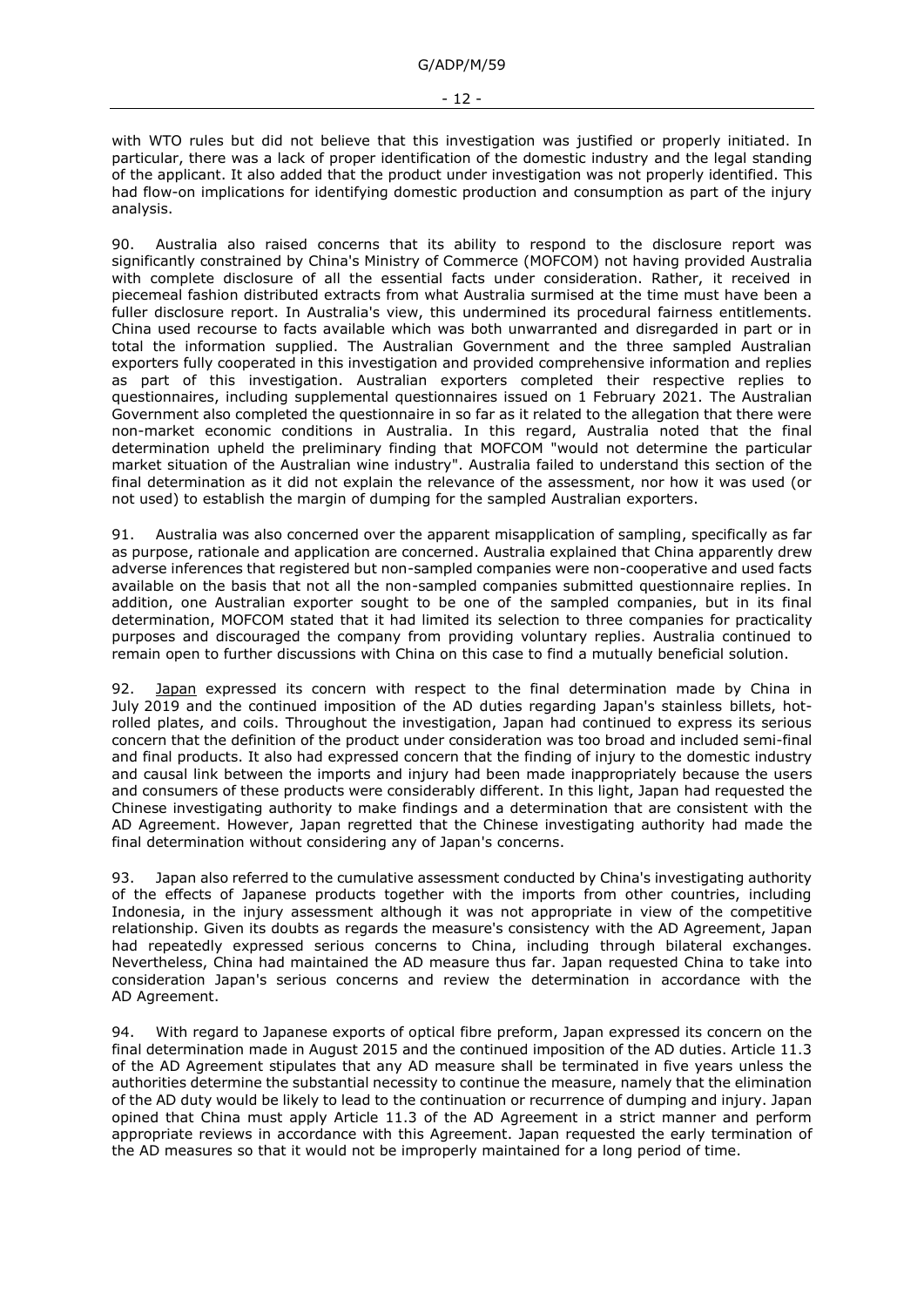with WTO rules but did not believe that this investigation was justified or properly initiated. In particular, there was a lack of proper identification of the domestic industry and the legal standing of the applicant. It also added that the product under investigation was not properly identified. This had flow-on implications for identifying domestic production and consumption as part of the injury analysis.

90. Australia also raised concerns that its ability to respond to the disclosure report was significantly constrained by China's Ministry of Commerce (MOFCOM) not having provided Australia with complete disclosure of all the essential facts under consideration. Rather, it received in piecemeal fashion distributed extracts from what Australia surmised at the time must have been a fuller disclosure report. In Australia's view, this undermined its procedural fairness entitlements. China used recourse to facts available which was both unwarranted and disregarded in part or in total the information supplied. The Australian Government and the three sampled Australian exporters fully cooperated in this investigation and provided comprehensive information and replies as part of this investigation. Australian exporters completed their respective replies to questionnaires, including supplemental questionnaires issued on 1 February 2021. The Australian Government also completed the questionnaire in so far as it related to the allegation that there were non-market economic conditions in Australia. In this regard, Australia noted that the final determination upheld the preliminary finding that MOFCOM "would not determine the particular market situation of the Australian wine industry". Australia failed to understand this section of the final determination as it did not explain the relevance of the assessment, nor how it was used (or not used) to establish the margin of dumping for the sampled Australian exporters.

91. Australia was also concerned over the apparent misapplication of sampling, specifically as far as purpose, rationale and application are concerned. Australia explained that China apparently drew adverse inferences that registered but non-sampled companies were non-cooperative and used facts available on the basis that not all the non-sampled companies submitted questionnaire replies. In addition, one Australian exporter sought to be one of the sampled companies, but in its final determination, MOFCOM stated that it had limited its selection to three companies for practicality purposes and discouraged the company from providing voluntary replies. Australia continued to remain open to further discussions with China on this case to find a mutually beneficial solution.

92. Japan expressed its concern with respect to the final determination made by China in July 2019 and the continued imposition of the AD duties regarding Japan's stainless billets, hot-rolled plates, and coils. Throughout the investigation, Japan had continued to express its serious concern that the definition of the product under consideration was too broad and included semi-final and final products. It also had expressed concern that the finding of injury to the domestic industry and causal link between the imports and injury had been made inappropriately because the users and consumers of these products were considerably different. In this light, Japan had requested the Chinese investigating authority to make findings and a determination that are consistent with the AD Agreement. However, Japan regretted that the Chinese investigating authority had made the final determination without considering any of Japan's concerns.

93. Japan also referred to the cumulative assessment conducted by China's investigating authority of the effects of Japanese products together with the imports from other countries, including Indonesia, in the injury assessment although it was not appropriate in view of the competitive relationship. Given its doubts as regards the measure's consistency with the AD Agreement, Japan had repeatedly expressed serious concerns to China, including through bilateral exchanges. Nevertheless, China had maintained the AD measure thus far. Japan requested China to take into consideration Japan's serious concerns and review the determination in accordance with the AD Agreement.

94. With regard to Japanese exports of optical fibre preform, Japan expressed its concern on the final determination made in August 2015 and the continued imposition of the AD duties. Article 11.3 of the AD Agreement stipulates that any AD measure shall be terminated in five years unless the authorities determine the substantial necessity to continue the measure, namely that the elimination of the AD duty would be likely to lead to the continuation or recurrence of dumping and injury. Japan opined that China must apply Article 11.3 of the AD Agreement in a strict manner and perform appropriate reviews in accordance with this Agreement. Japan requested the early termination of the AD measures so that it would not be improperly maintained for a long period of time.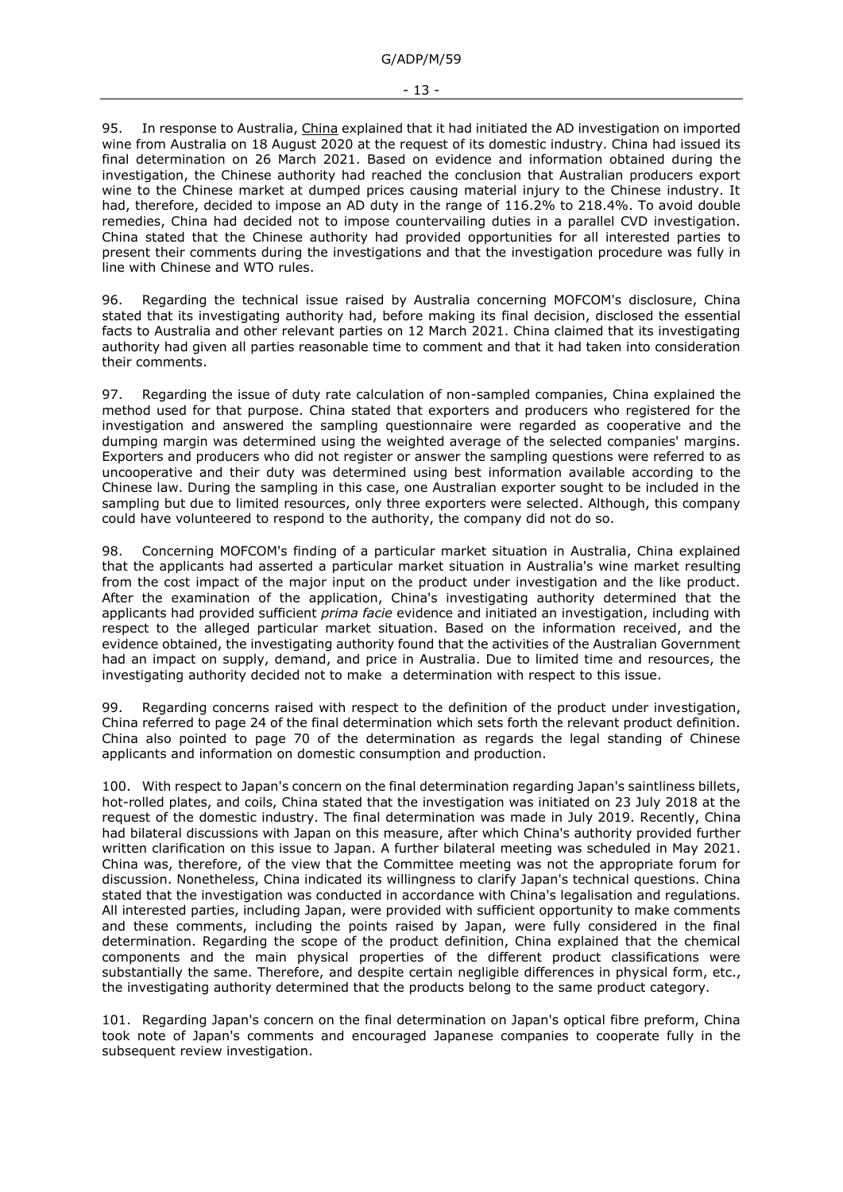95. In response to Australia, China explained that it had initiated the AD investigation on imported wine from Australia on 18 August 2020 at the request of its domestic industry. China had issued its final determination on 26 March 2021. Based on evidence and information obtained during the investigation, the Chinese authority had reached the conclusion that Australian producers export wine to the Chinese market at dumped prices causing material injury to the Chinese industry. It had, therefore, decided to impose an AD duty in the range of 116.2% to 218.4%. To avoid double remedies, China had decided not to impose countervailing duties in a parallel CVD investigation. China stated that the Chinese authority had provided opportunities for all interested parties to present their comments during the investigations and that the investigation procedure was fully in line with Chinese and WTO rules.

96. Regarding the technical issue raised by Australia concerning MOFCOM's disclosure, China stated that its investigating authority had, before making its final decision, disclosed the essential facts to Australia and other relevant parties on 12 March 2021. China claimed that its investigating authority had given all parties reasonable time to comment and that it had taken into consideration their comments.

97. Regarding the issue of duty rate calculation of non-sampled companies, China explained the method used for that purpose. China stated that exporters and producers who registered for the investigation and answered the sampling questionnaire were regarded as cooperative and the dumping margin was determined using the weighted average of the selected companies' margins. Exporters and producers who did not register or answer the sampling questions were referred to as uncooperative and their duty was determined using best information available according to the Chinese law. During the sampling in this case, one Australian exporter sought to be included in the sampling but due to limited resources, only three exporters were selected. Although, this company could have volunteered to respond to the authority, the company did not do so.

98. Concerning MOFCOM's finding of a particular market situation in Australia, China explained that the applicants had asserted a particular market situation in Australia's wine market resulting from the cost impact of the major input on the product under investigation and the like product. After the examination of the application, China's investigating authority determined that the applicants had provided sufficient *prima facie* evidence and initiated an investigation, including with respect to the alleged particular market situation. Based on the information received, and the evidence obtained, the investigating authority found that the activities of the Australian Government had an impact on supply, demand, and price in Australia. Due to limited time and resources, the investigating authority decided not to make a determination with respect to this issue.

99. Regarding concerns raised with respect to the definition of the product under investigation, China referred to page 24 of the final determination which sets forth the relevant product definition. China also pointed to page 70 of the determination as regards the legal standing of Chinese applicants and information on domestic consumption and production.

100. With respect to Japan's concern on the final determination regarding Japan's saintliness billets, hot-rolled plates, and coils, China stated that the investigation was initiated on 23 July 2018 at the request of the domestic industry. The final determination was made in July 2019. Recently, China had bilateral discussions with Japan on this measure, after which China's authority provided further written clarification on this issue to Japan. A further bilateral meeting was scheduled in May 2021. China was, therefore, of the view that the Committee meeting was not the appropriate forum for discussion. Nonetheless, China indicated its willingness to clarify Japan's technical questions. China stated that the investigation was conducted in accordance with China's legalisation and regulations. All interested parties, including Japan, were provided with sufficient opportunity to make comments and these comments, including the points raised by Japan, were fully considered in the final determination. Regarding the scope of the product definition, China explained that the chemical components and the main physical properties of the different product classifications were substantially the same. Therefore, and despite certain negligible differences in physical form, etc., the investigating authority determined that the products belong to the same product category.

101. Regarding Japan's concern on the final determination on Japan's optical fibre preform, China took note of Japan's comments and encouraged Japanese companies to cooperate fully in the subsequent review investigation.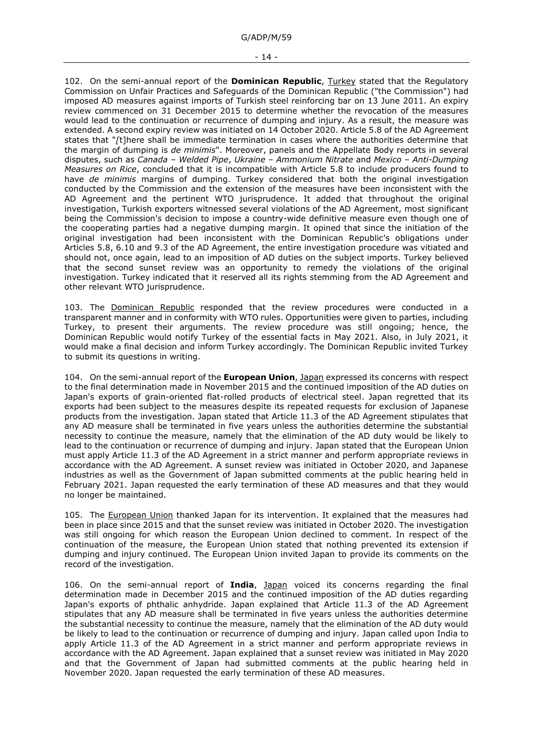102. On the semi-annual report of the **Dominican Republic**, Turkey stated that the Regulatory Commission on Unfair Practices and Safeguards of the Dominican Republic ("the Commission") had imposed AD measures against imports of Turkish steel reinforcing bar on 13 June 2011. An expiry review commenced on 31 December 2015 to determine whether the revocation of the measures would lead to the continuation or recurrence of dumping and injury. As a result, the measure was extended. A second expiry review was initiated on 14 October 2020. Article 5.8 of the AD Agreement states that "[t]here shall be immediate termination in cases where the authorities determine that the margin of dumping is *de minimis*". Moreover, panels and the Appellate Body reports in several disputes, such as *Canada – Welded Pipe*, *Ukraine – Ammonium Nitrate* and *Mexico – Anti-Dumping Measures on Rice*, concluded that it is incompatible with Article 5.8 to include producers found to have *de minimis* margins of dumping. Turkey considered that both the original investigation conducted by the Commission and the extension of the measures have been inconsistent with the AD Agreement and the pertinent WTO jurisprudence. It added that throughout the original investigation, Turkish exporters witnessed several violations of the AD Agreement, most significant being the Commission's decision to impose a country-wide definitive measure even though one of the cooperating parties had a negative dumping margin. It opined that since the initiation of the original investigation had been inconsistent with the Dominican Republic's obligations under Articles 5.8, 6.10 and 9.3 of the AD Agreement, the entire investigation procedure was vitiated and should not, once again, lead to an imposition of AD duties on the subject imports. Turkey believed that the second sunset review was an opportunity to remedy the violations of the original investigation. Turkey indicated that it reserved all its rights stemming from the AD Agreement and other relevant WTO jurisprudence.

103. The Dominican Republic responded that the review procedures were conducted in a transparent manner and in conformity with WTO rules. Opportunities were given to parties, including Turkey, to present their arguments. The review procedure was still ongoing; hence, the Dominican Republic would notify Turkey of the essential facts in May 2021. Also, in July 2021, it would make a final decision and inform Turkey accordingly. The Dominican Republic invited Turkey to submit its questions in writing.

104. On the semi-annual report of the **European Union**, Japan expressed its concerns with respect to the final determination made in November 2015 and the continued imposition of the AD duties on Japan's exports of grain-oriented flat-rolled products of electrical steel. Japan regretted that its exports had been subject to the measures despite its repeated requests for exclusion of Japanese products from the investigation. Japan stated that Article 11.3 of the AD Agreement stipulates that any AD measure shall be terminated in five years unless the authorities determine the substantial necessity to continue the measure, namely that the elimination of the AD duty would be likely to lead to the continuation or recurrence of dumping and injury. Japan stated that the European Union must apply Article 11.3 of the AD Agreement in a strict manner and perform appropriate reviews in accordance with the AD Agreement. A sunset review was initiated in October 2020, and Japanese industries as well as the Government of Japan submitted comments at the public hearing held in February 2021. Japan requested the early termination of these AD measures and that they would no longer be maintained.

105. The European Union thanked Japan for its intervention. It explained that the measures had been in place since 2015 and that the sunset review was initiated in October 2020. The investigation was still ongoing for which reason the European Union declined to comment. In respect of the continuation of the measure, the European Union stated that nothing prevented its extension if dumping and injury continued. The European Union invited Japan to provide its comments on the record of the investigation.

106. On the semi-annual report of **India**, Japan voiced its concerns regarding the final determination made in December 2015 and the continued imposition of the AD duties regarding Japan's exports of phthalic anhydride. Japan explained that Article 11.3 of the AD Agreement stipulates that any AD measure shall be terminated in five years unless the authorities determine the substantial necessity to continue the measure, namely that the elimination of the AD duty would be likely to lead to the continuation or recurrence of dumping and injury. Japan called upon India to apply Article 11.3 of the AD Agreement in a strict manner and perform appropriate reviews in accordance with the AD Agreement. Japan explained that a sunset review was initiated in May 2020 and that the Government of Japan had submitted comments at the public hearing held in November 2020. Japan requested the early termination of these AD measures.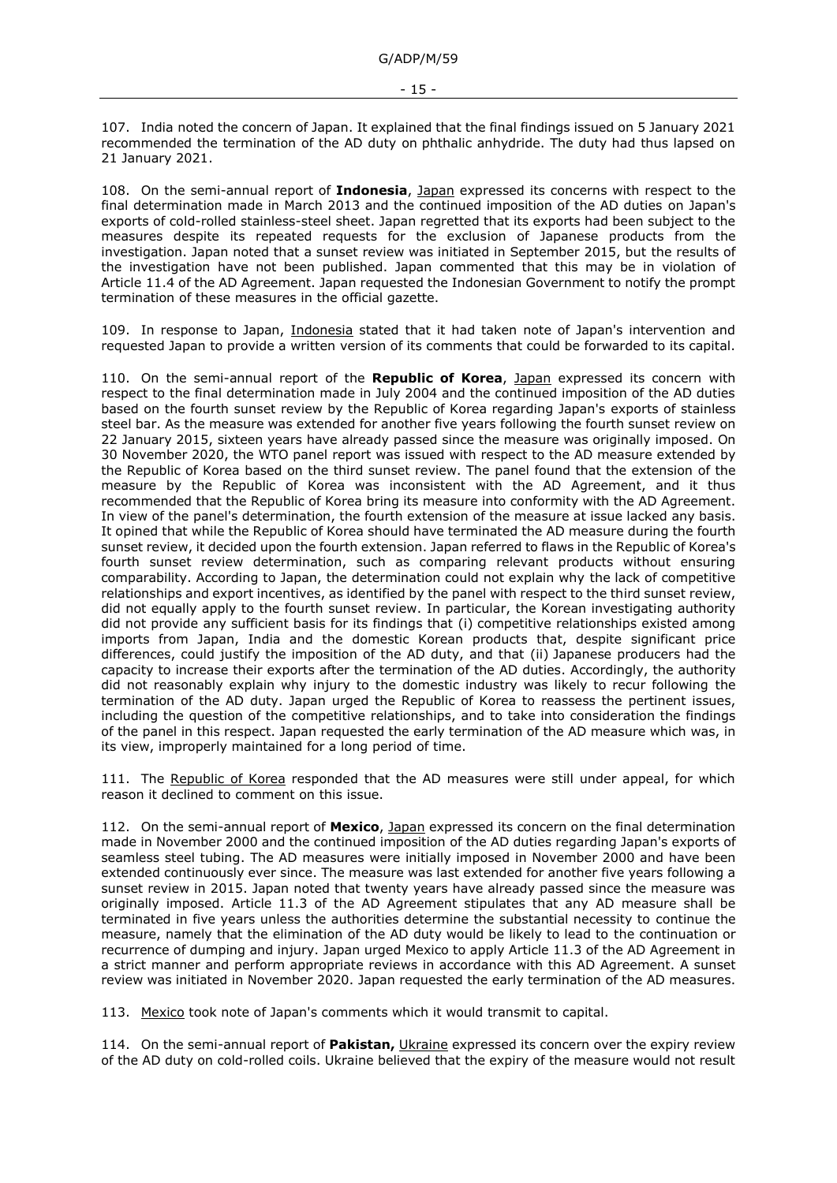107. India noted the concern of Japan. It explained that the final findings issued on 5 January 2021 recommended the termination of the AD duty on phthalic anhydride. The duty had thus lapsed on 21 January 2021.

108. On the semi-annual report of **Indonesia**, Japan expressed its concerns with respect to the final determination made in March 2013 and the continued imposition of the AD duties on Japan's exports of cold-rolled stainless-steel sheet. Japan regretted that its exports had been subject to the measures despite its repeated requests for the exclusion of Japanese products from the investigation. Japan noted that a sunset review was initiated in September 2015, but the results of the investigation have not been published. Japan commented that this may be in violation of Article 11.4 of the AD Agreement. Japan requested the Indonesian Government to notify the prompt termination of these measures in the official gazette.

109. In response to Japan, Indonesia stated that it had taken note of Japan's intervention and requested Japan to provide a written version of its comments that could be forwarded to its capital.

110. On the semi-annual report of the **Republic of Korea**, Japan expressed its concern with respect to the final determination made in July 2004 and the continued imposition of the AD duties based on the fourth sunset review by the Republic of Korea regarding Japan's exports of stainless steel bar. As the measure was extended for another five years following the fourth sunset review on 22 January 2015, sixteen years have already passed since the measure was originally imposed. On 30 November 2020, the WTO panel report was issued with respect to the AD measure extended by the Republic of Korea based on the third sunset review. The panel found that the extension of the measure by the Republic of Korea was inconsistent with the AD Agreement, and it thus recommended that the Republic of Korea bring its measure into conformity with the AD Agreement. In view of the panel's determination, the fourth extension of the measure at issue lacked any basis. It opined that while the Republic of Korea should have terminated the AD measure during the fourth sunset review, it decided upon the fourth extension. Japan referred to flaws in the Republic of Korea's fourth sunset review determination, such as comparing relevant products without ensuring comparability. According to Japan, the determination could not explain why the lack of competitive relationships and export incentives, as identified by the panel with respect to the third sunset review, did not equally apply to the fourth sunset review. In particular, the Korean investigating authority did not provide any sufficient basis for its findings that (i) competitive relationships existed among imports from Japan, India and the domestic Korean products that, despite significant price differences, could justify the imposition of the AD duty, and that (ii) Japanese producers had the capacity to increase their exports after the termination of the AD duties. Accordingly, the authority did not reasonably explain why injury to the domestic industry was likely to recur following the termination of the AD duty. Japan urged the Republic of Korea to reassess the pertinent issues, including the question of the competitive relationships, and to take into consideration the findings of the panel in this respect. Japan requested the early termination of the AD measure which was, in its view, improperly maintained for a long period of time.

111. The Republic of Korea responded that the AD measures were still under appeal, for which reason it declined to comment on this issue.

112. On the semi-annual report of **Mexico**, Japan expressed its concern on the final determination made in November 2000 and the continued imposition of the AD duties regarding Japan's exports of seamless steel tubing. The AD measures were initially imposed in November 2000 and have been extended continuously ever since. The measure was last extended for another five years following a sunset review in 2015. Japan noted that twenty years have already passed since the measure was originally imposed. Article 11.3 of the AD Agreement stipulates that any AD measure shall be terminated in five years unless the authorities determine the substantial necessity to continue the measure, namely that the elimination of the AD duty would be likely to lead to the continuation or recurrence of dumping and injury. Japan urged Mexico to apply Article 11.3 of the AD Agreement in a strict manner and perform appropriate reviews in accordance with this AD Agreement. A sunset review was initiated in November 2020. Japan requested the early termination of the AD measures.

113. Mexico took note of Japan's comments which it would transmit to capital.

114. On the semi-annual report of **Pakistan,** Ukraine expressed its concern over the expiry review of the AD duty on cold-rolled coils. Ukraine believed that the expiry of the measure would not result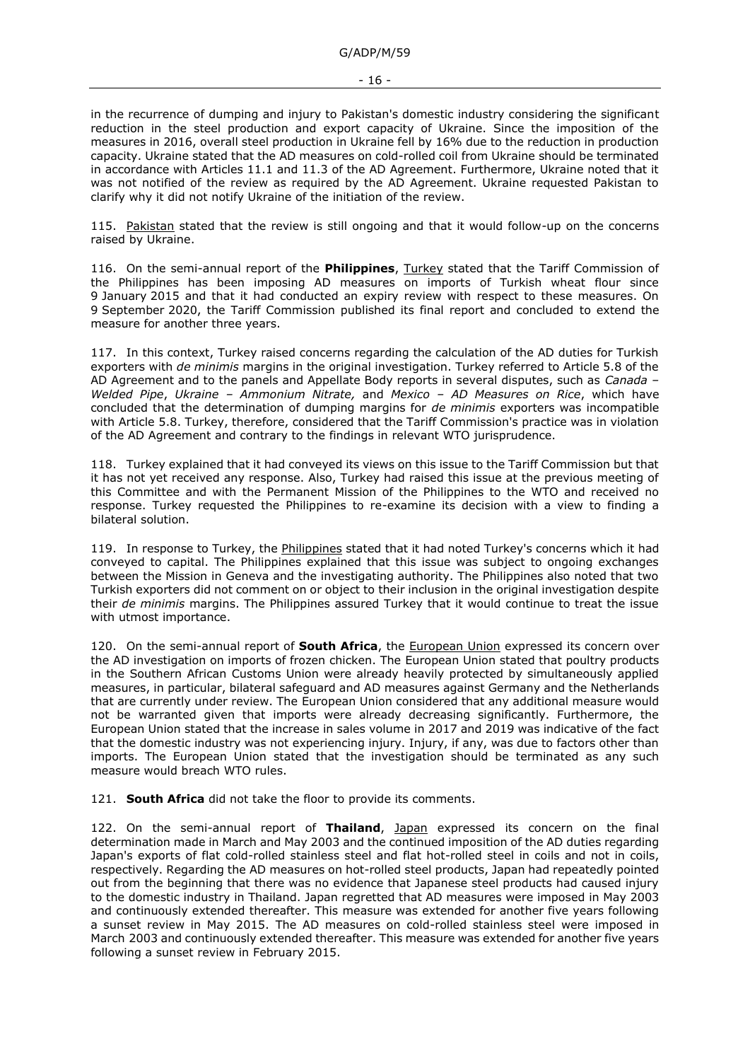in the recurrence of dumping and injury to Pakistan's domestic industry considering the significant reduction in the steel production and export capacity of Ukraine. Since the imposition of the measures in 2016, overall steel production in Ukraine fell by 16% due to the reduction in production capacity. Ukraine stated that the AD measures on cold-rolled coil from Ukraine should be terminated in accordance with Articles 11.1 and 11.3 of the AD Agreement. Furthermore, Ukraine noted that it was not notified of the review as required by the AD Agreement. Ukraine requested Pakistan to clarify why it did not notify Ukraine of the initiation of the review.

115. Pakistan stated that the review is still ongoing and that it would follow-up on the concerns raised by Ukraine.

116. On the semi-annual report of the **Philippines**, Turkey stated that the Tariff Commission of the Philippines has been imposing AD measures on imports of Turkish wheat flour since 9 January 2015 and that it had conducted an expiry review with respect to these measures. On 9 September 2020, the Tariff Commission published its final report and concluded to extend the measure for another three years.

117. In this context, Turkey raised concerns regarding the calculation of the AD duties for Turkish exporters with *de minimis* margins in the original investigation. Turkey referred to Article 5.8 of the AD Agreement and to the panels and Appellate Body reports in several disputes, such as *Canada – Welded Pipe*, *Ukraine – Ammonium Nitrate,* and *Mexico – AD Measures on Rice*, which have concluded that the determination of dumping margins for *de minimis* exporters was incompatible with Article 5.8. Turkey, therefore, considered that the Tariff Commission's practice was in violation of the AD Agreement and contrary to the findings in relevant WTO jurisprudence.

118. Turkey explained that it had conveyed its views on this issue to the Tariff Commission but that it has not yet received any response. Also, Turkey had raised this issue at the previous meeting of this Committee and with the Permanent Mission of the Philippines to the WTO and received no response. Turkey requested the Philippines to re-examine its decision with a view to finding a bilateral solution.

119. In response to Turkey, the Philippines stated that it had noted Turkey's concerns which it had conveyed to capital. The Philippines explained that this issue was subject to ongoing exchanges between the Mission in Geneva and the investigating authority. The Philippines also noted that two Turkish exporters did not comment on or object to their inclusion in the original investigation despite their *de minimis* margins. The Philippines assured Turkey that it would continue to treat the issue with utmost importance.

120. On the semi-annual report of **South Africa**, the European Union expressed its concern over the AD investigation on imports of frozen chicken. The European Union stated that poultry products in the Southern African Customs Union were already heavily protected by simultaneously applied measures, in particular, bilateral safeguard and AD measures against Germany and the Netherlands that are currently under review. The European Union considered that any additional measure would not be warranted given that imports were already decreasing significantly. Furthermore, the European Union stated that the increase in sales volume in 2017 and 2019 was indicative of the fact that the domestic industry was not experiencing injury. Injury, if any, was due to factors other than imports. The European Union stated that the investigation should be terminated as any such measure would breach WTO rules.

121. **South Africa** did not take the floor to provide its comments.

122. On the semi-annual report of **Thailand**, Japan expressed its concern on the final determination made in March and May 2003 and the continued imposition of the AD duties regarding Japan's exports of flat cold-rolled stainless steel and flat hot-rolled steel in coils and not in coils, respectively. Regarding the AD measures on hot-rolled steel products, Japan had repeatedly pointed out from the beginning that there was no evidence that Japanese steel products had caused injury to the domestic industry in Thailand. Japan regretted that AD measures were imposed in May 2003 and continuously extended thereafter. This measure was extended for another five years following a sunset review in May 2015. The AD measures on cold-rolled stainless steel were imposed in March 2003 and continuously extended thereafter. This measure was extended for another five years following a sunset review in February 2015.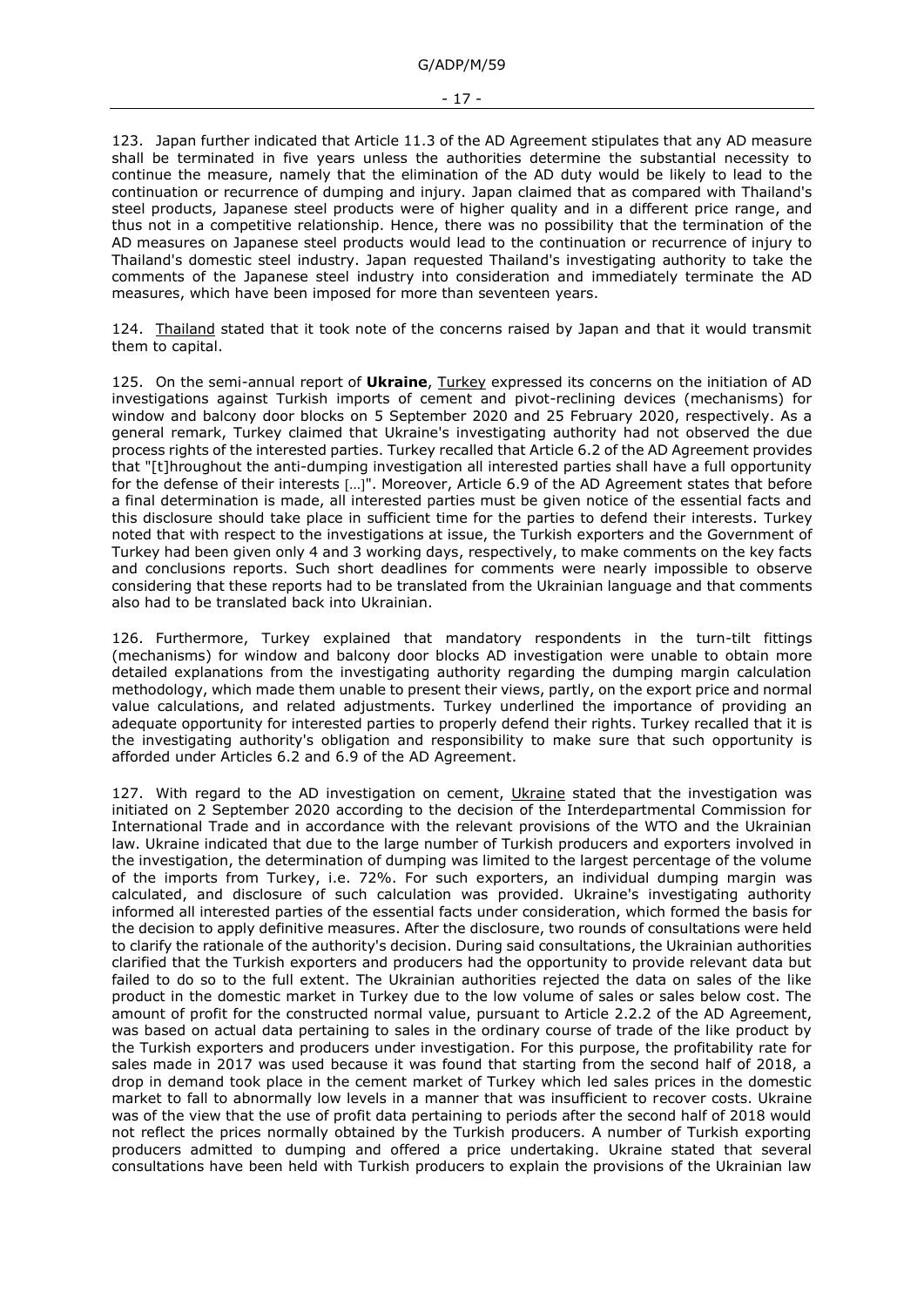123. Japan further indicated that Article 11.3 of the AD Agreement stipulates that any AD measure shall be terminated in five years unless the authorities determine the substantial necessity to continue the measure, namely that the elimination of the AD duty would be likely to lead to the continuation or recurrence of dumping and injury. Japan claimed that as compared with Thailand's steel products, Japanese steel products were of higher quality and in a different price range, and thus not in a competitive relationship. Hence, there was no possibility that the termination of the AD measures on Japanese steel products would lead to the continuation or recurrence of injury to Thailand's domestic steel industry. Japan requested Thailand's investigating authority to take the comments of the Japanese steel industry into consideration and immediately terminate the AD measures, which have been imposed for more than seventeen years.

124. Thailand stated that it took note of the concerns raised by Japan and that it would transmit them to capital.

125. On the semi-annual report of **Ukraine**, Turkey expressed its concerns on the initiation of AD investigations against Turkish imports of cement and pivot-reclining devices (mechanisms) for window and balcony door blocks on 5 September 2020 and 25 February 2020, respectively. As a general remark, Turkey claimed that Ukraine's investigating authority had not observed the due process rights of the interested parties. Turkey recalled that Article 6.2 of the AD Agreement provides that "[t]hroughout the anti-dumping investigation all interested parties shall have a full opportunity for the defense of their interests […]". Moreover, Article 6.9 of the AD Agreement states that before a final determination is made, all interested parties must be given notice of the essential facts and this disclosure should take place in sufficient time for the parties to defend their interests. Turkey noted that with respect to the investigations at issue, the Turkish exporters and the Government of Turkey had been given only 4 and 3 working days, respectively, to make comments on the key facts and conclusions reports. Such short deadlines for comments were nearly impossible to observe considering that these reports had to be translated from the Ukrainian language and that comments also had to be translated back into Ukrainian.

126. Furthermore, Turkey explained that mandatory respondents in the turn-tilt fittings (mechanisms) for window and balcony door blocks AD investigation were unable to obtain more detailed explanations from the investigating authority regarding the dumping margin calculation methodology, which made them unable to present their views, partly, on the export price and normal value calculations, and related adjustments. Turkey underlined the importance of providing an adequate opportunity for interested parties to properly defend their rights. Turkey recalled that it is the investigating authority's obligation and responsibility to make sure that such opportunity is afforded under Articles 6.2 and 6.9 of the AD Agreement.

127. With regard to the AD investigation on cement, Ukraine stated that the investigation was initiated on 2 September 2020 according to the decision of the Interdepartmental Commission for International Trade and in accordance with the relevant provisions of the WTO and the Ukrainian law. Ukraine indicated that due to the large number of Turkish producers and exporters involved in the investigation, the determination of dumping was limited to the largest percentage of the volume of the imports from Turkey, i.e. 72%. For such exporters, an individual dumping margin was calculated, and disclosure of such calculation was provided. Ukraine's investigating authority informed all interested parties of the essential facts under consideration, which formed the basis for the decision to apply definitive measures. After the disclosure, two rounds of consultations were held to clarify the rationale of the authority's decision. During said consultations, the Ukrainian authorities clarified that the Turkish exporters and producers had the opportunity to provide relevant data but failed to do so to the full extent. The Ukrainian authorities rejected the data on sales of the like product in the domestic market in Turkey due to the low volume of sales or sales below cost. The amount of profit for the constructed normal value, pursuant to Article 2.2.2 of the AD Agreement, was based on actual data pertaining to sales in the ordinary course of trade of the like product by the Turkish exporters and producers under investigation. For this purpose, the profitability rate for sales made in 2017 was used because it was found that starting from the second half of 2018, a drop in demand took place in the cement market of Turkey which led sales prices in the domestic market to fall to abnormally low levels in a manner that was insufficient to recover costs. Ukraine was of the view that the use of profit data pertaining to periods after the second half of 2018 would not reflect the prices normally obtained by the Turkish producers. A number of Turkish exporting producers admitted to dumping and offered a price undertaking. Ukraine stated that several consultations have been held with Turkish producers to explain the provisions of the Ukrainian law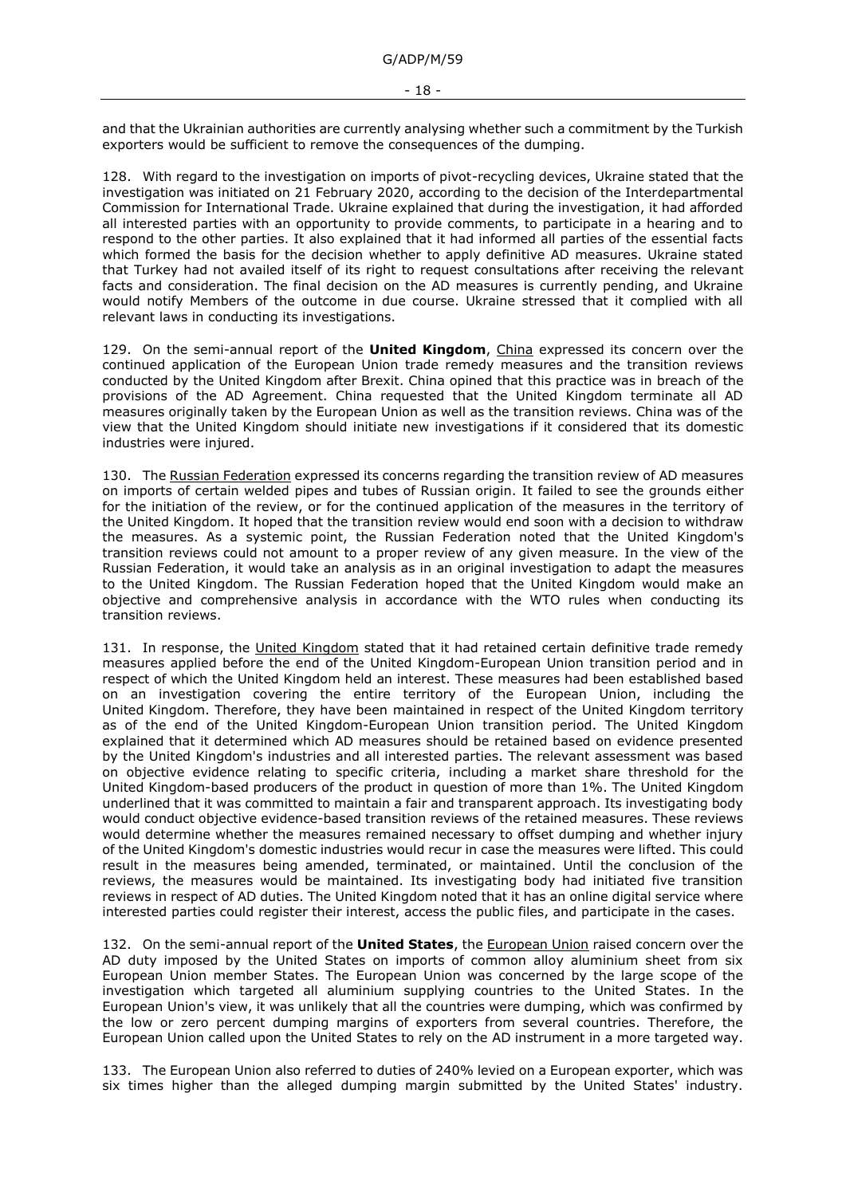and that the Ukrainian authorities are currently analysing whether such a commitment by the Turkish exporters would be sufficient to remove the consequences of the dumping.

128. With regard to the investigation on imports of pivot-recycling devices, Ukraine stated that the investigation was initiated on 21 February 2020, according to the decision of the Interdepartmental Commission for International Trade. Ukraine explained that during the investigation, it had afforded all interested parties with an opportunity to provide comments, to participate in a hearing and to respond to the other parties. It also explained that it had informed all parties of the essential facts which formed the basis for the decision whether to apply definitive AD measures. Ukraine stated that Turkey had not availed itself of its right to request consultations after receiving the relevant facts and consideration. The final decision on the AD measures is currently pending, and Ukraine would notify Members of the outcome in due course. Ukraine stressed that it complied with all relevant laws in conducting its investigations.

129. On the semi-annual report of the **United Kingdom**, China expressed its concern over the continued application of the European Union trade remedy measures and the transition reviews conducted by the United Kingdom after Brexit. China opined that this practice was in breach of the provisions of the AD Agreement. China requested that the United Kingdom terminate all AD measures originally taken by the European Union as well as the transition reviews. China was of the view that the United Kingdom should initiate new investigations if it considered that its domestic industries were injured.

130. The Russian Federation expressed its concerns regarding the transition review of AD measures on imports of certain welded pipes and tubes of Russian origin. It failed to see the grounds either for the initiation of the review, or for the continued application of the measures in the territory of the United Kingdom. It hoped that the transition review would end soon with a decision to withdraw the measures. As a systemic point, the Russian Federation noted that the United Kingdom's transition reviews could not amount to a proper review of any given measure. In the view of the Russian Federation, it would take an analysis as in an original investigation to adapt the measures to the United Kingdom. The Russian Federation hoped that the United Kingdom would make an objective and comprehensive analysis in accordance with the WTO rules when conducting its transition reviews.

131. In response, the United Kingdom stated that it had retained certain definitive trade remedy measures applied before the end of the United Kingdom-European Union transition period and in respect of which the United Kingdom held an interest. These measures had been established based on an investigation covering the entire territory of the European Union, including the United Kingdom. Therefore, they have been maintained in respect of the United Kingdom territory as of the end of the United Kingdom-European Union transition period. The United Kingdom explained that it determined which AD measures should be retained based on evidence presented by the United Kingdom's industries and all interested parties. The relevant assessment was based on objective evidence relating to specific criteria, including a market share threshold for the United Kingdom-based producers of the product in question of more than 1%. The United Kingdom underlined that it was committed to maintain a fair and transparent approach. Its investigating body would conduct objective evidence-based transition reviews of the retained measures. These reviews would determine whether the measures remained necessary to offset dumping and whether injury of the United Kingdom's domestic industries would recur in case the measures were lifted. This could result in the measures being amended, terminated, or maintained. Until the conclusion of the reviews, the measures would be maintained. Its investigating body had initiated five transition reviews in respect of AD duties. The United Kingdom noted that it has an online digital service where interested parties could register their interest, access the public files, and participate in the cases.

132. On the semi-annual report of the **United States**, the European Union raised concern over the AD duty imposed by the United States on imports of common alloy aluminium sheet from six European Union member States. The European Union was concerned by the large scope of the investigation which targeted all aluminium supplying countries to the United States. In the European Union's view, it was unlikely that all the countries were dumping, which was confirmed by the low or zero percent dumping margins of exporters from several countries. Therefore, the European Union called upon the United States to rely on the AD instrument in a more targeted way.

133. The European Union also referred to duties of 240% levied on a European exporter, which was six times higher than the alleged dumping margin submitted by the United States' industry.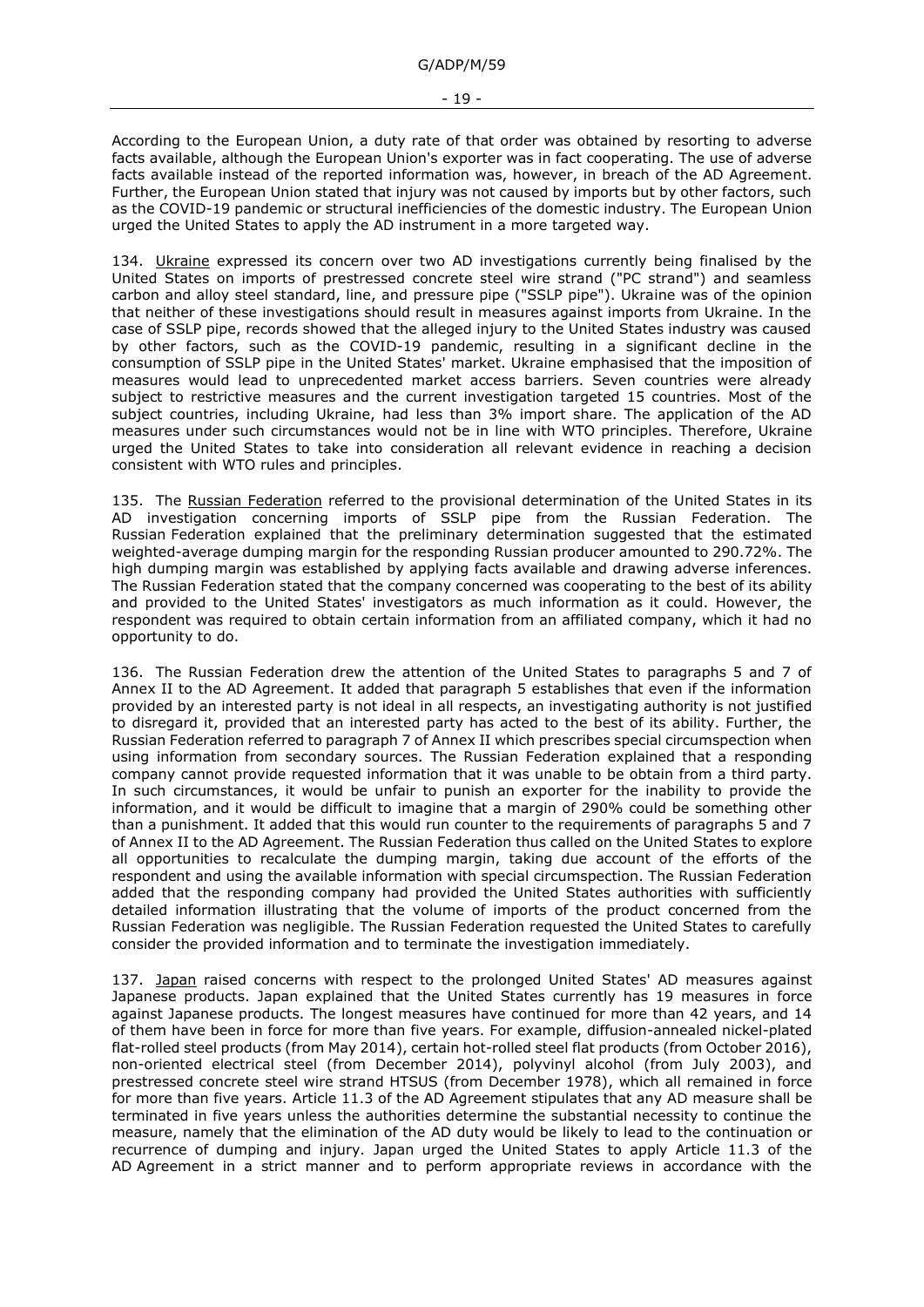According to the European Union, a duty rate of that order was obtained by resorting to adverse facts available, although the European Union's exporter was in fact cooperating. The use of adverse facts available instead of the reported information was, however, in breach of the AD Agreement. Further, the European Union stated that injury was not caused by imports but by other factors, such as the COVID-19 pandemic or structural inefficiencies of the domestic industry. The European Union urged the United States to apply the AD instrument in a more targeted way.

134. Ukraine expressed its concern over two AD investigations currently being finalised by the United States on imports of prestressed concrete steel wire strand ("PC strand") and seamless carbon and alloy steel standard, line, and pressure pipe ("SSLP pipe"). Ukraine was of the opinion that neither of these investigations should result in measures against imports from Ukraine. In the case of SSLP pipe, records showed that the alleged injury to the United States industry was caused by other factors, such as the COVID-19 pandemic, resulting in a significant decline in the consumption of SSLP pipe in the United States' market. Ukraine emphasised that the imposition of measures would lead to unprecedented market access barriers. Seven countries were already subject to restrictive measures and the current investigation targeted 15 countries. Most of the subject countries, including Ukraine, had less than 3% import share. The application of the AD measures under such circumstances would not be in line with WTO principles. Therefore, Ukraine urged the United States to take into consideration all relevant evidence in reaching a decision consistent with WTO rules and principles.

135. The Russian Federation referred to the provisional determination of the United States in its AD investigation concerning imports of SSLP pipe from the Russian Federation. The Russian Federation explained that the preliminary determination suggested that the estimated weighted-average dumping margin for the responding Russian producer amounted to 290.72%. The high dumping margin was established by applying facts available and drawing adverse inferences. The Russian Federation stated that the company concerned was cooperating to the best of its ability and provided to the United States' investigators as much information as it could. However, the respondent was required to obtain certain information from an affiliated company, which it had no opportunity to do.

136. The Russian Federation drew the attention of the United States to paragraphs 5 and 7 of Annex II to the AD Agreement. It added that paragraph 5 establishes that even if the information provided by an interested party is not ideal in all respects, an investigating authority is not justified to disregard it, provided that an interested party has acted to the best of its ability. Further, the Russian Federation referred to paragraph 7 of Annex II which prescribes special circumspection when using information from secondary sources. The Russian Federation explained that a responding company cannot provide requested information that it was unable to be obtain from a third party. In such circumstances, it would be unfair to punish an exporter for the inability to provide the information, and it would be difficult to imagine that a margin of 290% could be something other than a punishment. It added that this would run counter to the requirements of paragraphs 5 and 7 of Annex II to the AD Agreement. The Russian Federation thus called on the United States to explore all opportunities to recalculate the dumping margin, taking due account of the efforts of the respondent and using the available information with special circumspection. The Russian Federation added that the responding company had provided the United States authorities with sufficiently detailed information illustrating that the volume of imports of the product concerned from the Russian Federation was negligible. The Russian Federation requested the United States to carefully consider the provided information and to terminate the investigation immediately.

137. Japan raised concerns with respect to the prolonged United States' AD measures against Japanese products. Japan explained that the United States currently has 19 measures in force against Japanese products. The longest measures have continued for more than 42 years, and 14 of them have been in force for more than five years. For example, diffusion-annealed nickel-plated flat-rolled steel products (from May 2014), certain hot-rolled steel flat products (from October 2016), non-oriented electrical steel (from December 2014), polyvinyl alcohol (from July 2003), and prestressed concrete steel wire strand HTSUS (from December 1978), which all remained in force for more than five years. Article 11.3 of the AD Agreement stipulates that any AD measure shall be terminated in five years unless the authorities determine the substantial necessity to continue the measure, namely that the elimination of the AD duty would be likely to lead to the continuation or recurrence of dumping and injury. Japan urged the United States to apply Article 11.3 of the AD Agreement in a strict manner and to perform appropriate reviews in accordance with the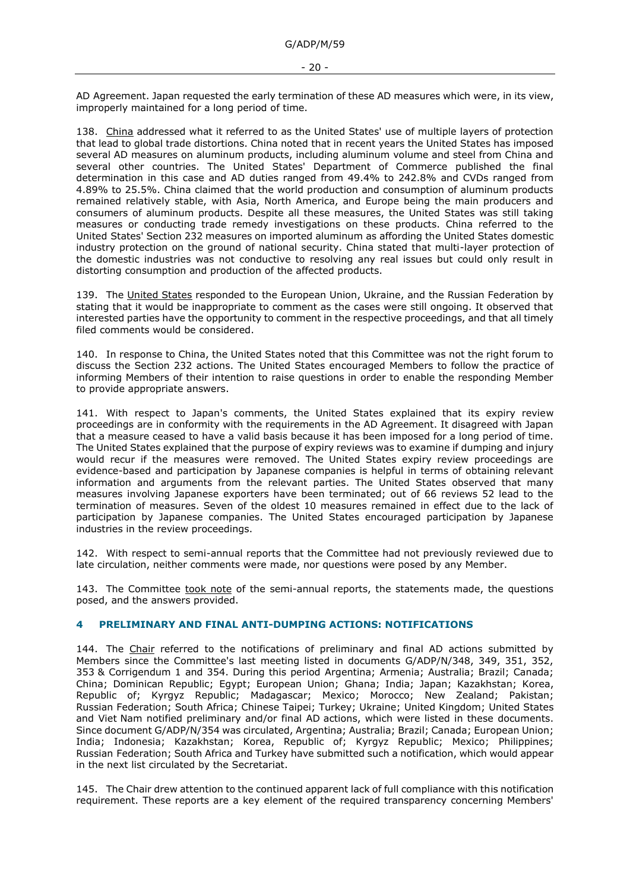AD Agreement. Japan requested the early termination of these AD measures which were, in its view, improperly maintained for a long period of time.

138. China addressed what it referred to as the United States' use of multiple layers of protection that lead to global trade distortions. China noted that in recent years the United States has imposed several AD measures on aluminum products, including aluminum volume and steel from China and several other countries. The United States' Department of Commerce published the final determination in this case and AD duties ranged from 49.4% to 242.8% and CVDs ranged from 4.89% to 25.5%. China claimed that the world production and consumption of aluminum products remained relatively stable, with Asia, North America, and Europe being the main producers and consumers of aluminum products. Despite all these measures, the United States was still taking measures or conducting trade remedy investigations on these products. China referred to the United States' Section 232 measures on imported aluminum as affording the United States domestic industry protection on the ground of national security. China stated that multi-layer protection of the domestic industries was not conductive to resolving any real issues but could only result in distorting consumption and production of the affected products.

139. The United States responded to the European Union, Ukraine, and the Russian Federation by stating that it would be inappropriate to comment as the cases were still ongoing. It observed that interested parties have the opportunity to comment in the respective proceedings, and that all timely filed comments would be considered.

140. In response to China, the United States noted that this Committee was not the right forum to discuss the Section 232 actions. The United States encouraged Members to follow the practice of informing Members of their intention to raise questions in order to enable the responding Member to provide appropriate answers.

141. With respect to Japan's comments, the United States explained that its expiry review proceedings are in conformity with the requirements in the AD Agreement. It disagreed with Japan that a measure ceased to have a valid basis because it has been imposed for a long period of time. The United States explained that the purpose of expiry reviews was to examine if dumping and injury would recur if the measures were removed. The United States expiry review proceedings are evidence-based and participation by Japanese companies is helpful in terms of obtaining relevant information and arguments from the relevant parties. The United States observed that many measures involving Japanese exporters have been terminated; out of 66 reviews 52 lead to the termination of measures. Seven of the oldest 10 measures remained in effect due to the lack of participation by Japanese companies. The United States encouraged participation by Japanese industries in the review proceedings.

142. With respect to semi-annual reports that the Committee had not previously reviewed due to late circulation, neither comments were made, nor questions were posed by any Member.

143. The Committee took note of the semi-annual reports, the statements made, the questions posed, and the answers provided.

## 4 PRELIMINARY AND FINAL ANTI-DUMPING ACTIONS: NOTIFICATIONS

144. The Chair referred to the notifications of preliminary and final AD actions submitted by Members since the Committee's last meeting listed in documents G/ADP/N/348, 349, 351, 352, 353 & Corrigendum 1 and 354. During this period Argentina; Armenia; Australia; Brazil; Canada; China; Dominican Republic; Egypt; European Union; Ghana; India; Japan; Kazakhstan; Korea, Republic of; Kyrgyz Republic; Madagascar; Mexico; Morocco; New Zealand; Pakistan; Russian Federation; South Africa; Chinese Taipei; Turkey; Ukraine; United Kingdom; United States and Viet Nam notified preliminary and/or final AD actions, which were listed in these documents. Since document G/ADP/N/354 was circulated, Argentina; Australia; Brazil; Canada; European Union; India; Indonesia; Kazakhstan; Korea, Republic of; Kyrgyz Republic; Mexico; Philippines; Russian Federation; South Africa and Turkey have submitted such a notification, which would appear in the next list circulated by the Secretariat.

145. The Chair drew attention to the continued apparent lack of full compliance with this notification requirement. These reports are a key element of the required transparency concerning Members'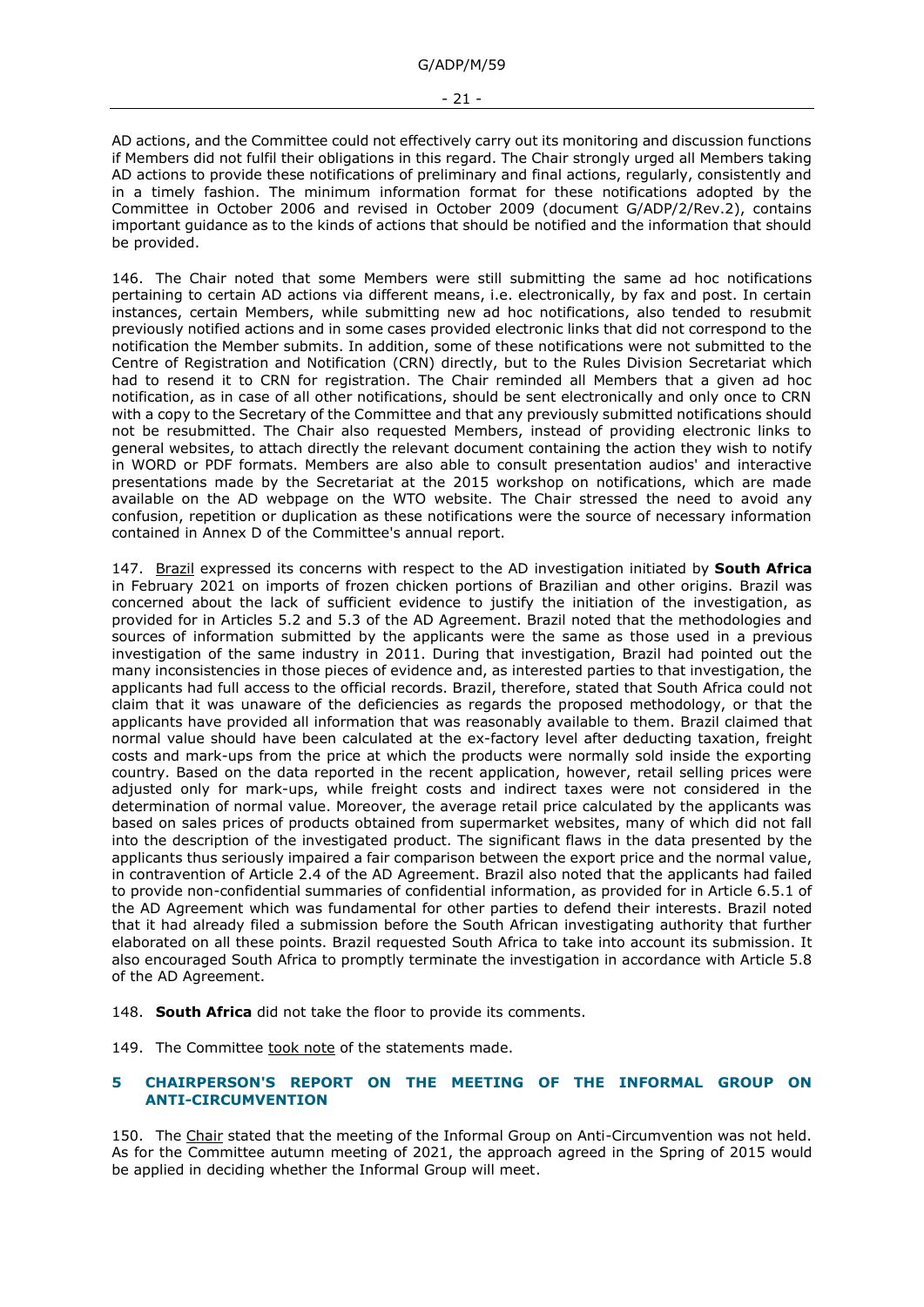AD actions, and the Committee could not effectively carry out its monitoring and discussion functions if Members did not fulfil their obligations in this regard. The Chair strongly urged all Members taking AD actions to provide these notifications of preliminary and final actions, regularly, consistently and in a timely fashion. The minimum information format for these notifications adopted by the Committee in October 2006 and revised in October 2009 (document G/ADP/2/Rev.2), contains important guidance as to the kinds of actions that should be notified and the information that should be provided.

146. The Chair noted that some Members were still submitting the same ad hoc notifications pertaining to certain AD actions via different means, i.e. electronically, by fax and post. In certain instances, certain Members, while submitting new ad hoc notifications, also tended to resubmit previously notified actions and in some cases provided electronic links that did not correspond to the notification the Member submits. In addition, some of these notifications were not submitted to the Centre of Registration and Notification (CRN) directly, but to the Rules Division Secretariat which had to resend it to CRN for registration. The Chair reminded all Members that a given ad hoc notification, as in case of all other notifications, should be sent electronically and only once to CRN with a copy to the Secretary of the Committee and that any previously submitted notifications should not be resubmitted. The Chair also requested Members, instead of providing electronic links to general websites, to attach directly the relevant document containing the action they wish to notify in WORD or PDF formats. Members are also able to consult presentation audios' and interactive presentations made by the Secretariat at the 2015 workshop on notifications, which are made available on the AD webpage on the WTO website. The Chair stressed the need to avoid any confusion, repetition or duplication as these notifications were the source of necessary information contained in Annex D of the Committee's annual report.

147. Brazil expressed its concerns with respect to the AD investigation initiated by **South Africa** in February 2021 on imports of frozen chicken portions of Brazilian and other origins. Brazil was concerned about the lack of sufficient evidence to justify the initiation of the investigation, as provided for in Articles 5.2 and 5.3 of the AD Agreement. Brazil noted that the methodologies and sources of information submitted by the applicants were the same as those used in a previous investigation of the same industry in 2011. During that investigation, Brazil had pointed out the many inconsistencies in those pieces of evidence and, as interested parties to that investigation, the applicants had full access to the official records. Brazil, therefore, stated that South Africa could not claim that it was unaware of the deficiencies as regards the proposed methodology, or that the applicants have provided all information that was reasonably available to them. Brazil claimed that normal value should have been calculated at the ex-factory level after deducting taxation, freight costs and mark-ups from the price at which the products were normally sold inside the exporting country. Based on the data reported in the recent application, however, retail selling prices were adjusted only for mark-ups, while freight costs and indirect taxes were not considered in the determination of normal value. Moreover, the average retail price calculated by the applicants was based on sales prices of products obtained from supermarket websites, many of which did not fall into the description of the investigated product. The significant flaws in the data presented by the applicants thus seriously impaired a fair comparison between the export price and the normal value, in contravention of Article 2.4 of the AD Agreement. Brazil also noted that the applicants had failed to provide non-confidential summaries of confidential information, as provided for in Article 6.5.1 of the AD Agreement which was fundamental for other parties to defend their interests. Brazil noted that it had already filed a submission before the South African investigating authority that further elaborated on all these points. Brazil requested South Africa to take into account its submission. It also encouraged South Africa to promptly terminate the investigation in accordance with Article 5.8 of the AD Agreement.

148. **South Africa** did not take the floor to provide its comments.

149. The Committee took note of the statements made.

## 5 CHAIRPERSON'S REPORT ON THE MEETING OF THE INFORMAL GROUP ON ANTI-CIRCUMVENTION

150. The Chair stated that the meeting of the Informal Group on Anti-Circumvention was not held. As for the Committee autumn meeting of 2021, the approach agreed in the Spring of 2015 would be applied in deciding whether the Informal Group will meet.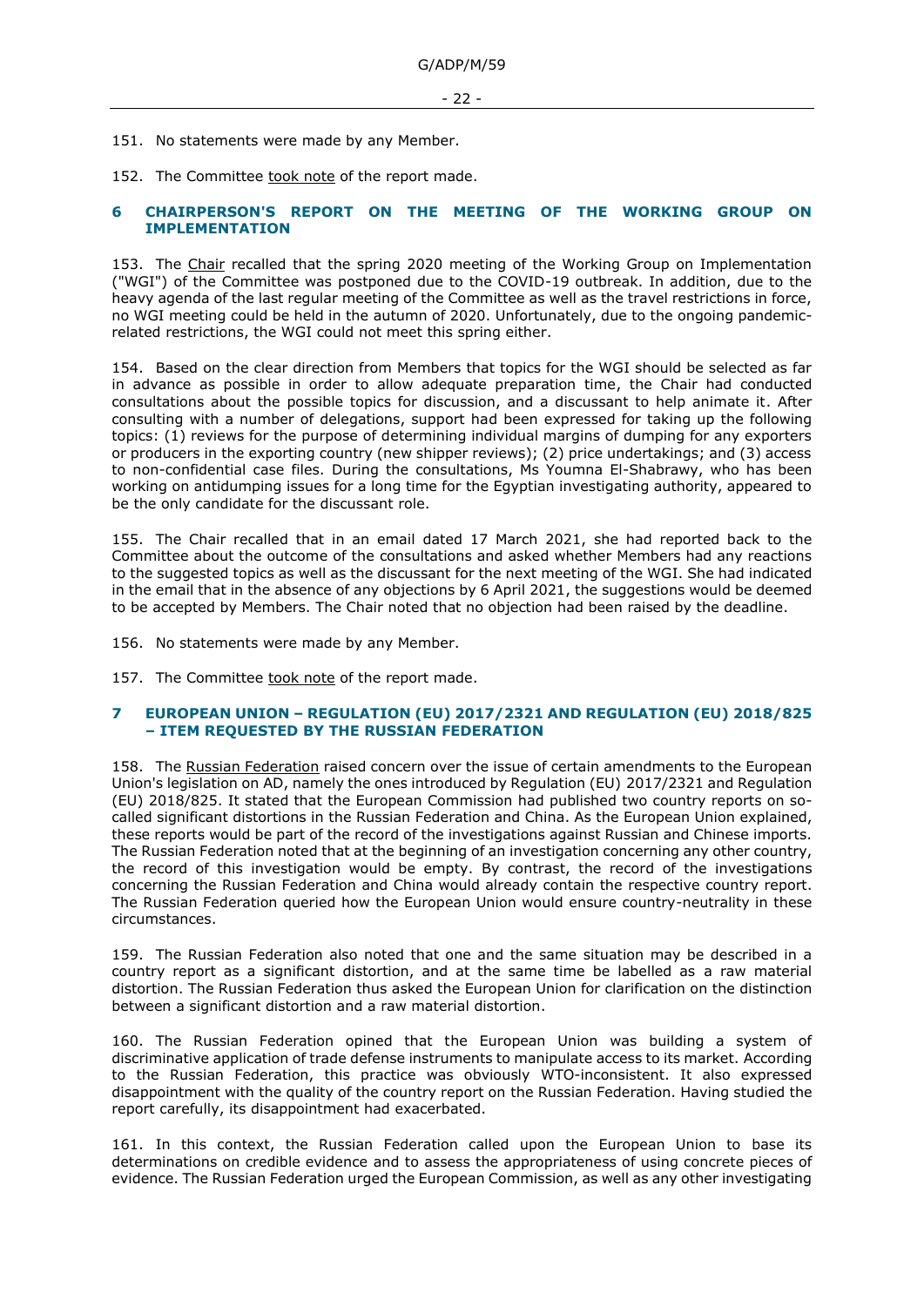151. No statements were made by any Member.

152. The Committee took note of the report made.

## 6 CHAIRPERSON'S REPORT ON THE MEETING OF THE WORKING GROUP ON IMPLEMENTATION

153. The Chair recalled that the spring 2020 meeting of the Working Group on Implementation ("WGI") of the Committee was postponed due to the COVID-19 outbreak. In addition, due to the heavy agenda of the last regular meeting of the Committee as well as the travel restrictions in force, no WGI meeting could be held in the autumn of 2020. Unfortunately, due to the ongoing pandemic-related restrictions, the WGI could not meet this spring either.

154. Based on the clear direction from Members that topics for the WGI should be selected as far in advance as possible in order to allow adequate preparation time, the Chair had conducted consultations about the possible topics for discussion, and a discussant to help animate it. After consulting with a number of delegations, support had been expressed for taking up the following topics: (1) reviews for the purpose of determining individual margins of dumping for any exporters or producers in the exporting country (new shipper reviews); (2) price undertakings; and (3) access to non-confidential case files. During the consultations, Ms Youmna El-Shabrawy, who has been working on antidumping issues for a long time for the Egyptian investigating authority, appeared to be the only candidate for the discussant role.

155. The Chair recalled that in an email dated 17 March 2021, she had reported back to the Committee about the outcome of the consultations and asked whether Members had any reactions to the suggested topics as well as the discussant for the next meeting of the WGI. She had indicated in the email that in the absence of any objections by 6 April 2021, the suggestions would be deemed to be accepted by Members. The Chair noted that no objection had been raised by the deadline.

156. No statements were made by any Member.

157. The Committee took note of the report made.

## 7 EUROPEAN UNION – REGULATION (EU) 2017/2321 AND REGULATION (EU) 2018/825 – ITEM REQUESTED BY THE RUSSIAN FEDERATION

158. The Russian Federation raised concern over the issue of certain amendments to the European Union's legislation on AD, namely the ones introduced by Regulation (EU) 2017/2321 and Regulation (EU) 2018/825. It stated that the European Commission had published two country reports on so-called significant distortions in the Russian Federation and China. As the European Union explained, these reports would be part of the record of the investigations against Russian and Chinese imports. The Russian Federation noted that at the beginning of an investigation concerning any other country, the record of this investigation would be empty. By contrast, the record of the investigations concerning the Russian Federation and China would already contain the respective country report. The Russian Federation queried how the European Union would ensure country-neutrality in these circumstances.

159. The Russian Federation also noted that one and the same situation may be described in a country report as a significant distortion, and at the same time be labelled as a raw material distortion. The Russian Federation thus asked the European Union for clarification on the distinction between a significant distortion and a raw material distortion.

160. The Russian Federation opined that the European Union was building a system of discriminative application of trade defense instruments to manipulate access to its market. According to the Russian Federation, this practice was obviously WTO-inconsistent. It also expressed disappointment with the quality of the country report on the Russian Federation. Having studied the report carefully, its disappointment had exacerbated.

161. In this context, the Russian Federation called upon the European Union to base its determinations on credible evidence and to assess the appropriateness of using concrete pieces of evidence. The Russian Federation urged the European Commission, as well as any other investigating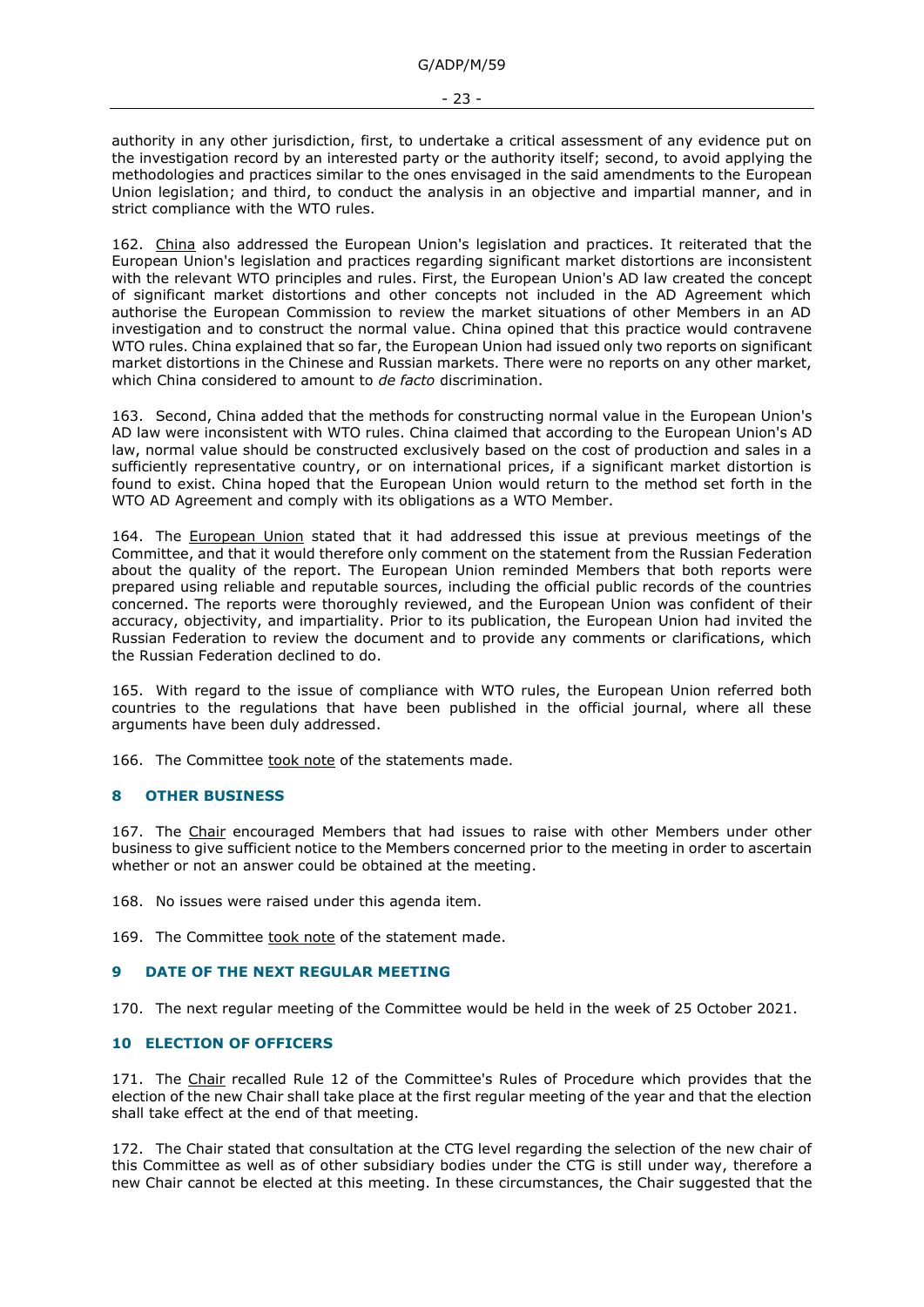authority in any other jurisdiction, first, to undertake a critical assessment of any evidence put on the investigation record by an interested party or the authority itself; second, to avoid applying the methodologies and practices similar to the ones envisaged in the said amendments to the European Union legislation; and third, to conduct the analysis in an objective and impartial manner, and in strict compliance with the WTO rules.

162. China also addressed the European Union's legislation and practices. It reiterated that the European Union's legislation and practices regarding significant market distortions are inconsistent with the relevant WTO principles and rules. First, the European Union's AD law created the concept of significant market distortions and other concepts not included in the AD Agreement which authorise the European Commission to review the market situations of other Members in an AD investigation and to construct the normal value. China opined that this practice would contravene WTO rules. China explained that so far, the European Union had issued only two reports on significant market distortions in the Chinese and Russian markets. There were no reports on any other market, which China considered to amount to *de facto* discrimination.

163. Second, China added that the methods for constructing normal value in the European Union's AD law were inconsistent with WTO rules. China claimed that according to the European Union's AD law, normal value should be constructed exclusively based on the cost of production and sales in a sufficiently representative country, or on international prices, if a significant market distortion is found to exist. China hoped that the European Union would return to the method set forth in the WTO AD Agreement and comply with its obligations as a WTO Member.

164. The European Union stated that it had addressed this issue at previous meetings of the Committee, and that it would therefore only comment on the statement from the Russian Federation about the quality of the report. The European Union reminded Members that both reports were prepared using reliable and reputable sources, including the official public records of the countries concerned. The reports were thoroughly reviewed, and the European Union was confident of their accuracy, objectivity, and impartiality. Prior to its publication, the European Union had invited the Russian Federation to review the document and to provide any comments or clarifications, which the Russian Federation declined to do.

165. With regard to the issue of compliance with WTO rules, the European Union referred both countries to the regulations that have been published in the official journal, where all these arguments have been duly addressed.

166. The Committee took note of the statements made.

## 8 OTHER BUSINESS

167. The Chair encouraged Members that had issues to raise with other Members under other business to give sufficient notice to the Members concerned prior to the meeting in order to ascertain whether or not an answer could be obtained at the meeting.

168. No issues were raised under this agenda item.

169. The Committee took note of the statement made.

## 9 DATE OF THE NEXT REGULAR MEETING

170. The next regular meeting of the Committee would be held in the week of 25 October 2021.

## 10 ELECTION OF OFFICERS

171. The Chair recalled Rule 12 of the Committee's Rules of Procedure which provides that the election of the new Chair shall take place at the first regular meeting of the year and that the election shall take effect at the end of that meeting.

172. The Chair stated that consultation at the CTG level regarding the selection of the new chair of this Committee as well as of other subsidiary bodies under the CTG is still under way, therefore a new Chair cannot be elected at this meeting. In these circumstances, the Chair suggested that the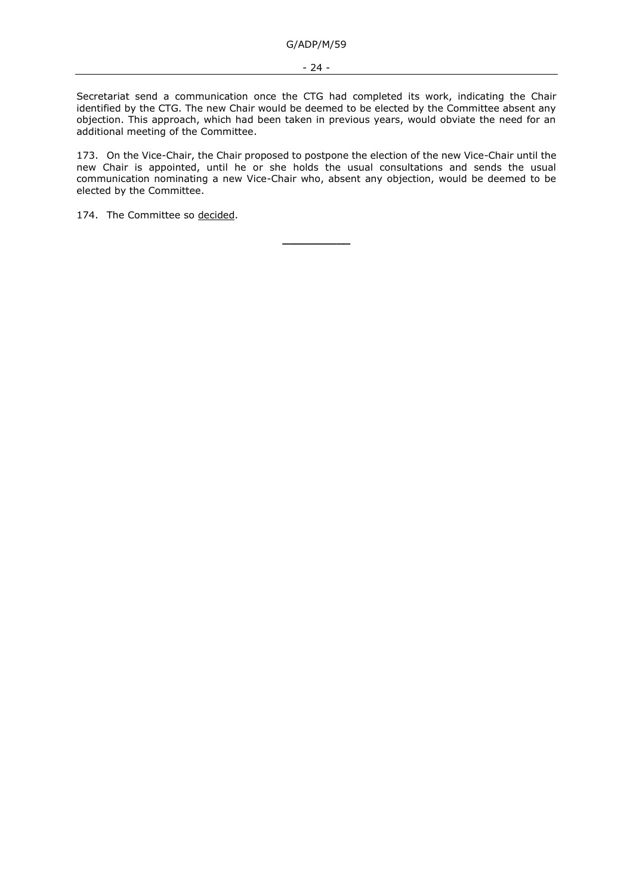Secretariat send a communication once the CTG had completed its work, indicating the Chair identified by the CTG. The new Chair would be deemed to be elected by the Committee absent any objection. This approach, which had been taken in previous years, would obviate the need for an additional meeting of the Committee.

173. On the Vice-Chair, the Chair proposed to postpone the election of the new Vice-Chair until the new Chair is appointed, until he or she holds the usual consultations and sends the usual communication nominating a new Vice-Chair who, absent any objection, would be deemed to be elected by the Committee.

174. The Committee so decided.

__________